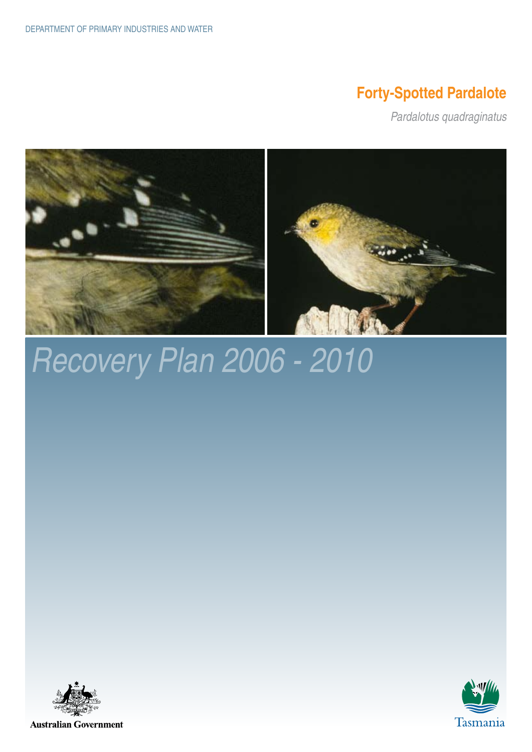DEPARTMENT OF PRIMARY INDUSTRIES AND WATER

# Forty-Spotted Pardalote

*Pardalotus quadraginatus*

# *Recovery Plan 2006 - 2010*

Australian Government

Tasmania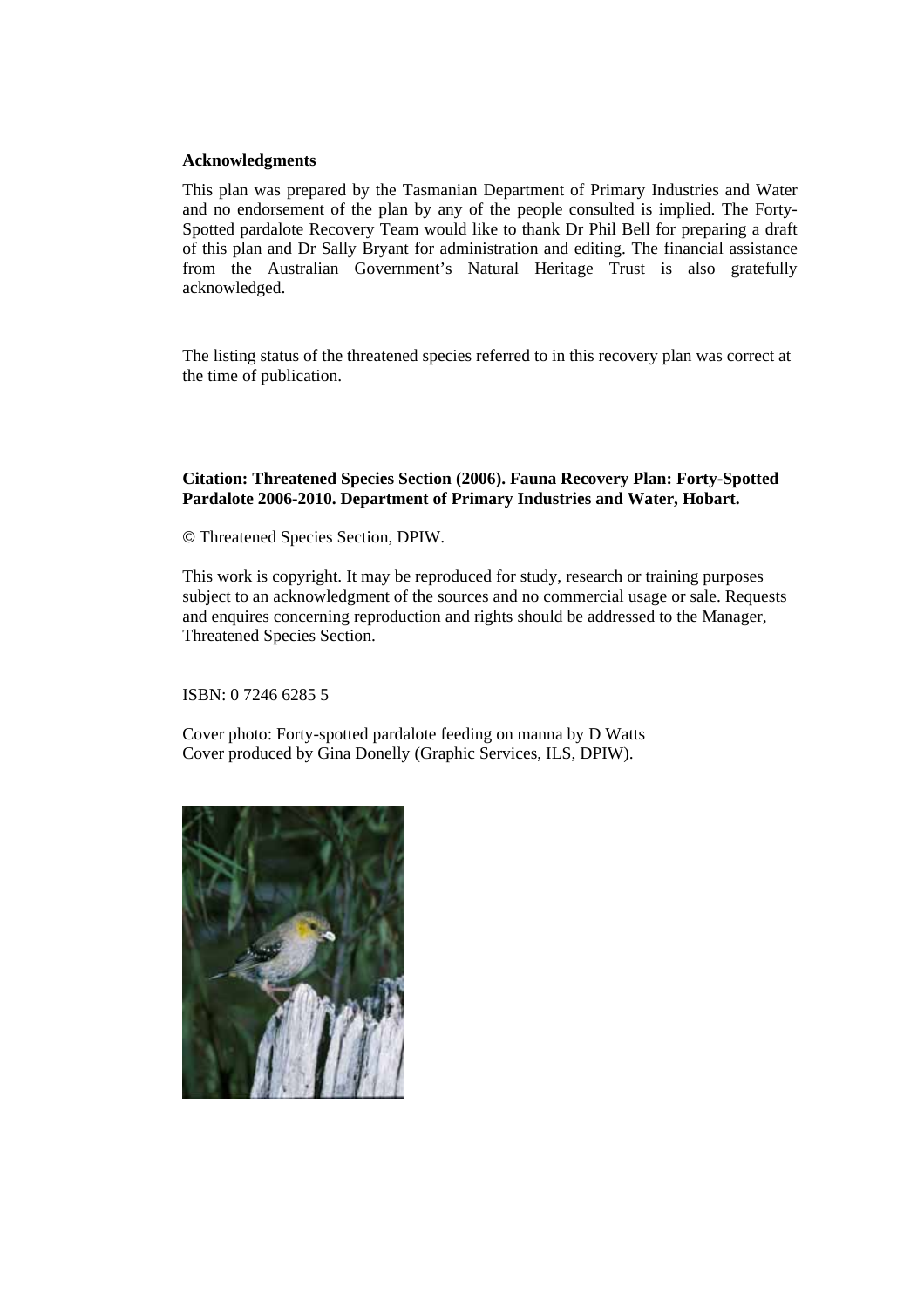**Acknowledgments**

This plan was prepared by the Tasmanian Department of Primary Industries and Water and no endorsement of the plan by any of the people consulted is implied. The Forty-Spotted pardalote Recovery Team would like to thank Dr Phil Bell for preparing a draft of this plan and Dr Sally Bryant for administration and editing. The financial assistance from the Australian Government's Natural Heritage Trust is also gratefully acknowledged.

The listing status of the threatened species referred to in this recovery plan was correct at the time of publication.

**Citation: Threatened Species Section (2006). Fauna Recovery Plan: Forty-Spotted Pardalote 2006-2010. Department of Primary Industries and Water, Hobart.**

**©** Threatened Species Section, DPIW.

This work is copyright. It may be reproduced for study, research or training purposes subject to an acknowledgment of the sources and no commercial usage or sale. Requests and enquires concerning reproduction and rights should be addressed to the Manager, Threatened Species Section.

ISBN: 0 7246 6285 5

Cover photo: Forty-spotted pardalote feeding on manna by D Watts
Cover produced by Gina Donelly (Graphic Services, ILS, DPIW).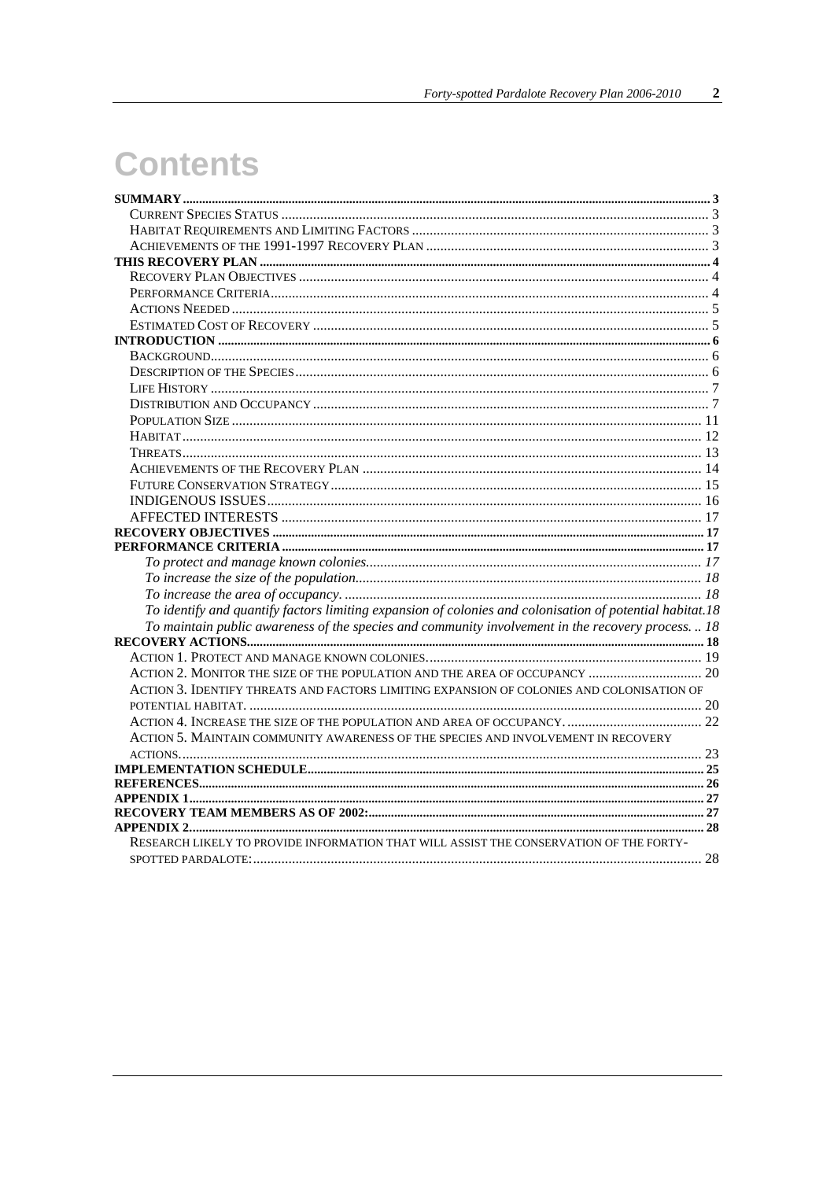# Contents

**SUMMARY** ..... 3
- CURRENT SPECIES STATUS ..... 3
- HABITAT REQUIREMENTS AND LIMITING FACTORS ..... 3
- ACHIEVEMENTS OF THE 1991-1997 RECOVERY PLAN ..... 3

**THIS RECOVERY PLAN** ..... 4
- RECOVERY PLAN OBJECTIVES ..... 4
- PERFORMANCE CRITERIA ..... 4
- ACTIONS NEEDED ..... 5
- ESTIMATED COST OF RECOVERY ..... 5

**INTRODUCTION** ..... 6
- BACKGROUND ..... 6
- DESCRIPTION OF THE SPECIES ..... 6
- LIFE HISTORY ..... 7
- DISTRIBUTION AND OCCUPANCY ..... 7
- POPULATION SIZE ..... 11
- HABITAT ..... 12
- THREATS ..... 13
- ACHIEVEMENTS OF THE RECOVERY PLAN ..... 14
- FUTURE CONSERVATION STRATEGY ..... 15
- INDIGENOUS ISSUES ..... 16
- AFFECTED INTERESTS ..... 17

**RECOVERY OBJECTIVES** ..... 17

**PERFORMANCE CRITERIA** ..... 17
- *To protect and manage known colonies.* ..... 17
- *To increase the size of the population.* ..... 18
- *To increase the area of occupancy.* ..... 18
- *To identify and quantify factors limiting expansion of colonies and colonisation of potential habitat.* 18
- *To maintain public awareness of the species and community involvement in the recovery process.* .. 18

**RECOVERY ACTIONS** ..... 18
- ACTION 1. PROTECT AND MANAGE KNOWN COLONIES. ..... 19
- ACTION 2. MONITOR THE SIZE OF THE POPULATION AND THE AREA OF OCCUPANCY ..... 20
- ACTION 3. IDENTIFY THREATS AND FACTORS LIMITING EXPANSION OF COLONIES AND COLONISATION OF POTENTIAL HABITAT. ..... 20
- ACTION 4. INCREASE THE SIZE OF THE POPULATION AND AREA OF OCCUPANCY. ..... 22
- ACTION 5. MAINTAIN COMMUNITY AWARENESS OF THE SPECIES AND INVOLVEMENT IN RECOVERY ACTIONS. ..... 23

**IMPLEMENTATION SCHEDULE** ..... 25

**REFERENCES** ..... 26

**APPENDIX 1** ..... 27

**RECOVERY TEAM MEMBERS AS OF 2002:** ..... 27

**APPENDIX 2** ..... 28
- RESEARCH LIKELY TO PROVIDE INFORMATION THAT WILL ASSIST THE CONSERVATION OF THE FORTY-SPOTTED PARDALOTE: ..... 28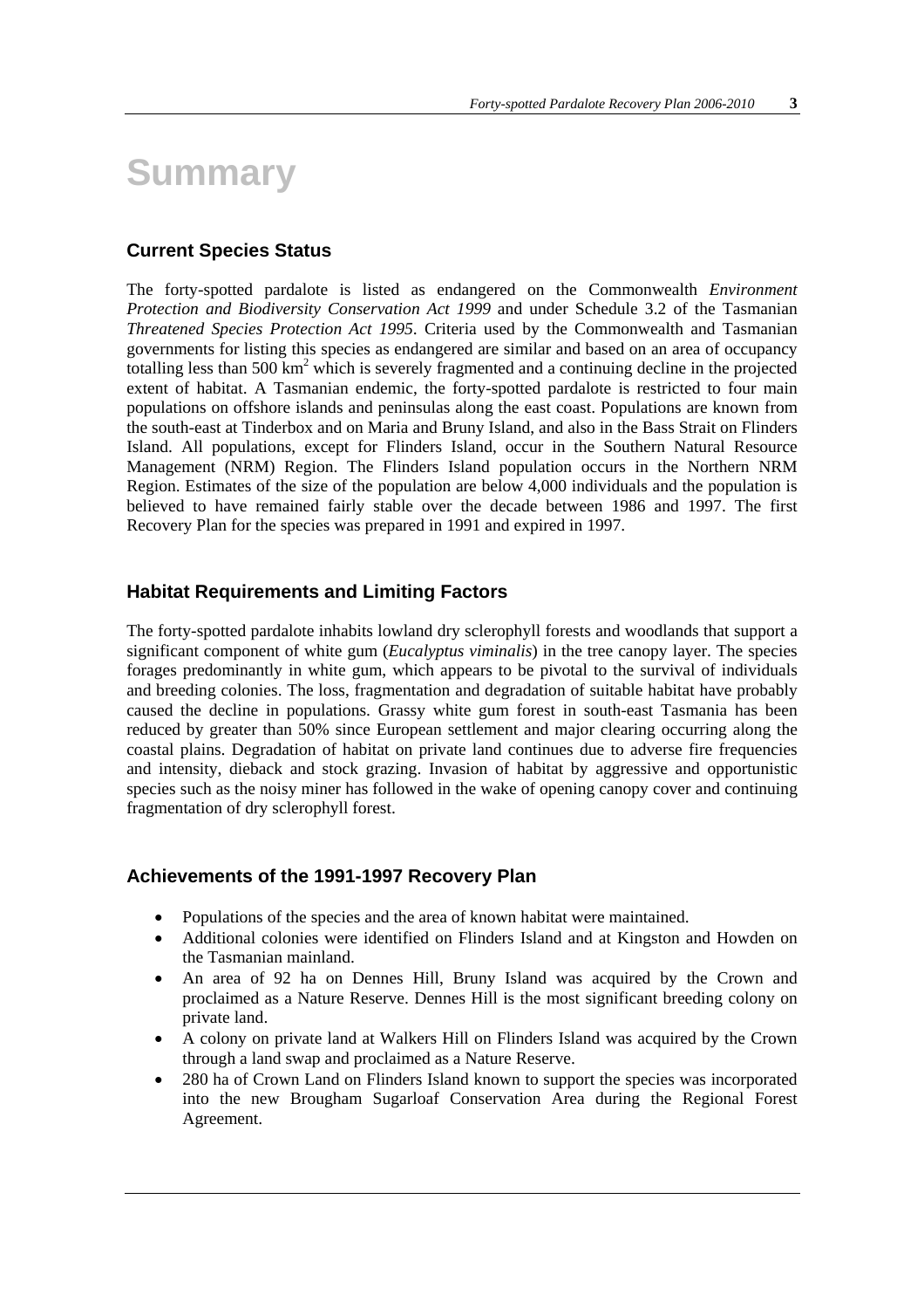# Summary

## Current Species Status

The forty-spotted pardalote is listed as endangered on the Commonwealth *Environment Protection and Biodiversity Conservation Act 1999* and under Schedule 3.2 of the Tasmanian *Threatened Species Protection Act 1995*. Criteria used by the Commonwealth and Tasmanian governments for listing this species as endangered are similar and based on an area of occupancy totalling less than 500 km$^2$ which is severely fragmented and a continuing decline in the projected extent of habitat. A Tasmanian endemic, the forty-spotted pardalote is restricted to four main populations on offshore islands and peninsulas along the east coast. Populations are known from the south-east at Tinderbox and on Maria and Bruny Island, and also in the Bass Strait on Flinders Island. All populations, except for Flinders Island, occur in the Southern Natural Resource Management (NRM) Region. The Flinders Island population occurs in the Northern NRM Region. Estimates of the size of the population are below 4,000 individuals and the population is believed to have remained fairly stable over the decade between 1986 and 1997. The first Recovery Plan for the species was prepared in 1991 and expired in 1997.

## Habitat Requirements and Limiting Factors

The forty-spotted pardalote inhabits lowland dry sclerophyll forests and woodlands that support a significant component of white gum (*Eucalyptus viminalis*) in the tree canopy layer. The species forages predominantly in white gum, which appears to be pivotal to the survival of individuals and breeding colonies. The loss, fragmentation and degradation of suitable habitat have probably caused the decline in populations. Grassy white gum forest in south-east Tasmania has been reduced by greater than 50% since European settlement and major clearing occurring along the coastal plains. Degradation of habitat on private land continues due to adverse fire frequencies and intensity, dieback and stock grazing. Invasion of habitat by aggressive and opportunistic species such as the noisy miner has followed in the wake of opening canopy cover and continuing fragmentation of dry sclerophyll forest.

## Achievements of the 1991-1997 Recovery Plan

- Populations of the species and the area of known habitat were maintained.
- Additional colonies were identified on Flinders Island and at Kingston and Howden on the Tasmanian mainland.
- An area of 92 ha on Dennes Hill, Bruny Island was acquired by the Crown and proclaimed as a Nature Reserve. Dennes Hill is the most significant breeding colony on private land.
- A colony on private land at Walkers Hill on Flinders Island was acquired by the Crown through a land swap and proclaimed as a Nature Reserve.
- 280 ha of Crown Land on Flinders Island known to support the species was incorporated into the new Brougham Sugarloaf Conservation Area during the Regional Forest Agreement.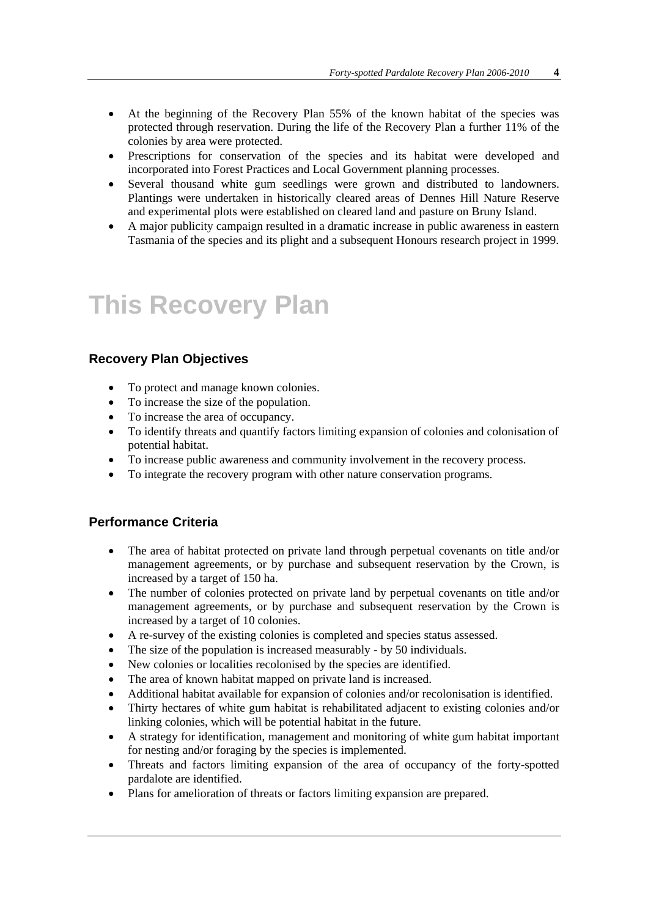- At the beginning of the Recovery Plan 55% of the known habitat of the species was protected through reservation. During the life of the Recovery Plan a further 11% of the colonies by area were protected.
- Prescriptions for conservation of the species and its habitat were developed and incorporated into Forest Practices and Local Government planning processes.
- Several thousand white gum seedlings were grown and distributed to landowners. Plantings were undertaken in historically cleared areas of Dennes Hill Nature Reserve and experimental plots were established on cleared land and pasture on Bruny Island.
- A major publicity campaign resulted in a dramatic increase in public awareness in eastern Tasmania of the species and its plight and a subsequent Honours research project in 1999.

# This Recovery Plan

## Recovery Plan Objectives

- To protect and manage known colonies.
- To increase the size of the population.
- To increase the area of occupancy.
- To identify threats and quantify factors limiting expansion of colonies and colonisation of potential habitat.
- To increase public awareness and community involvement in the recovery process.
- To integrate the recovery program with other nature conservation programs.

## Performance Criteria

- The area of habitat protected on private land through perpetual covenants on title and/or management agreements, or by purchase and subsequent reservation by the Crown, is increased by a target of 150 ha.
- The number of colonies protected on private land by perpetual covenants on title and/or management agreements, or by purchase and subsequent reservation by the Crown is increased by a target of 10 colonies.
- A re-survey of the existing colonies is completed and species status assessed.
- The size of the population is increased measurably - by 50 individuals.
- New colonies or localities recolonised by the species are identified.
- The area of known habitat mapped on private land is increased.
- Additional habitat available for expansion of colonies and/or recolonisation is identified.
- Thirty hectares of white gum habitat is rehabilitated adjacent to existing colonies and/or linking colonies, which will be potential habitat in the future.
- A strategy for identification, management and monitoring of white gum habitat important for nesting and/or foraging by the species is implemented.
- Threats and factors limiting expansion of the area of occupancy of the forty-spotted pardalote are identified.
- Plans for amelioration of threats or factors limiting expansion are prepared.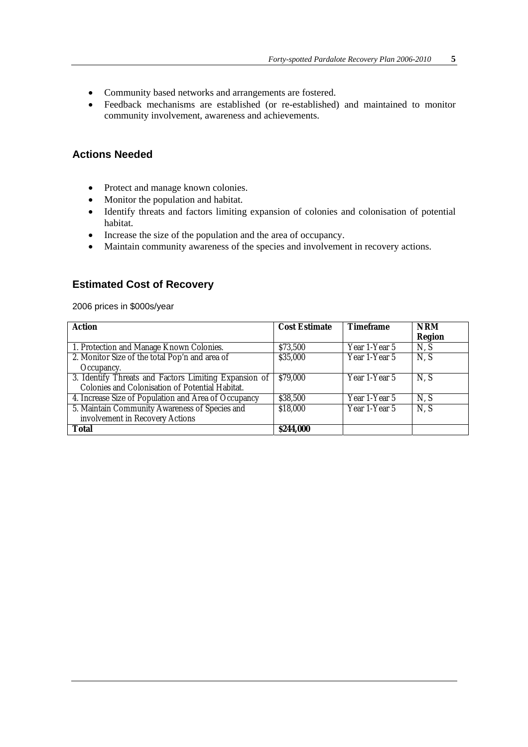- Community based networks and arrangements are fostered.
- Feedback mechanisms are established (or re-established) and maintained to monitor community involvement, awareness and achievements.

## Actions Needed

- Protect and manage known colonies.
- Monitor the population and habitat.
- Identify threats and factors limiting expansion of colonies and colonisation of potential habitat.
- Increase the size of the population and the area of occupancy.
- Maintain community awareness of the species and involvement in recovery actions.

## Estimated Cost of Recovery

2006 prices in $000s/year

| Action | Cost Estimate | Timeframe | NRM Region |
|---|---|---|---|
| 1. Protection and Manage Known Colonies. | $73,500 | Year 1-Year 5 | N, S |
| 2. Monitor Size of the total Pop'n and area of Occupancy. | $35,000 | Year 1-Year 5 | N, S |
| 3. Identify Threats and Factors Limiting Expansion of Colonies and Colonisation of Potential Habitat. | $79,000 | Year 1-Year 5 | N, S |
| 4. Increase Size of Population and Area of Occupancy | $38,500 | Year 1-Year 5 | N, S |
| 5. Maintain Community Awareness of Species and involvement in Recovery Actions | $18,000 | Year 1-Year 5 | N, S |
| **Total** | **$244,000** | | |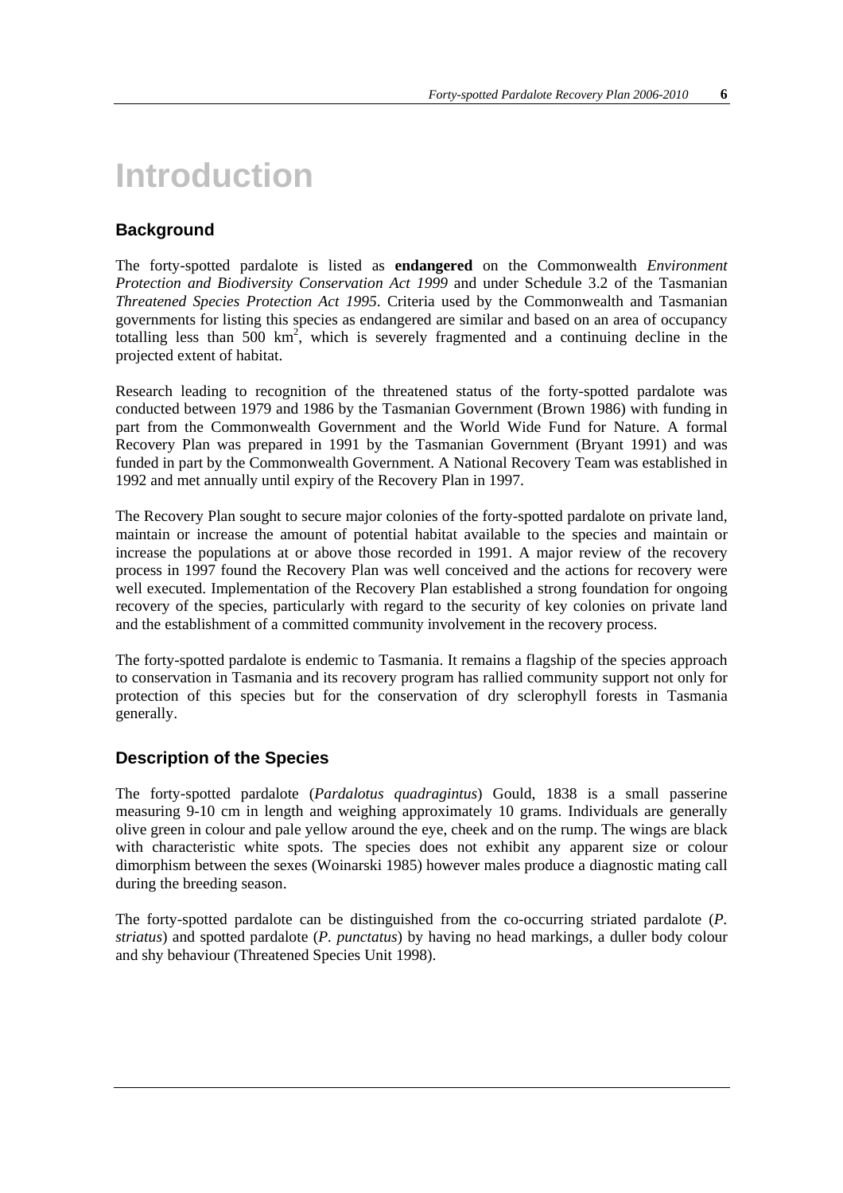# Introduction

## Background

The forty-spotted pardalote is listed as **endangered** on the Commonwealth *Environment Protection and Biodiversity Conservation Act 1999* and under Schedule 3.2 of the Tasmanian *Threatened Species Protection Act 1995*. Criteria used by the Commonwealth and Tasmanian governments for listing this species as endangered are similar and based on an area of occupancy totalling less than 500 $km^2$, which is severely fragmented and a continuing decline in the projected extent of habitat.

Research leading to recognition of the threatened status of the forty-spotted pardalote was conducted between 1979 and 1986 by the Tasmanian Government (Brown 1986) with funding in part from the Commonwealth Government and the World Wide Fund for Nature. A formal Recovery Plan was prepared in 1991 by the Tasmanian Government (Bryant 1991) and was funded in part by the Commonwealth Government. A National Recovery Team was established in 1992 and met annually until expiry of the Recovery Plan in 1997.

The Recovery Plan sought to secure major colonies of the forty-spotted pardalote on private land, maintain or increase the amount of potential habitat available to the species and maintain or increase the populations at or above those recorded in 1991. A major review of the recovery process in 1997 found the Recovery Plan was well conceived and the actions for recovery were well executed. Implementation of the Recovery Plan established a strong foundation for ongoing recovery of the species, particularly with regard to the security of key colonies on private land and the establishment of a committed community involvement in the recovery process.

The forty-spotted pardalote is endemic to Tasmania. It remains a flagship of the species approach to conservation in Tasmania and its recovery program has rallied community support not only for protection of this species but for the conservation of dry sclerophyll forests in Tasmania generally.

## Description of the Species

The forty-spotted pardalote (*Pardalotus quadragintus*) Gould, 1838 is a small passerine measuring 9-10 cm in length and weighing approximately 10 grams. Individuals are generally olive green in colour and pale yellow around the eye, cheek and on the rump. The wings are black with characteristic white spots. The species does not exhibit any apparent size or colour dimorphism between the sexes (Woinarski 1985) however males produce a diagnostic mating call during the breeding season.

The forty-spotted pardalote can be distinguished from the co-occurring striated pardalote (*P. striatus*) and spotted pardalote (*P. punctatus*) by having no head markings, a duller body colour and shy behaviour (Threatened Species Unit 1998).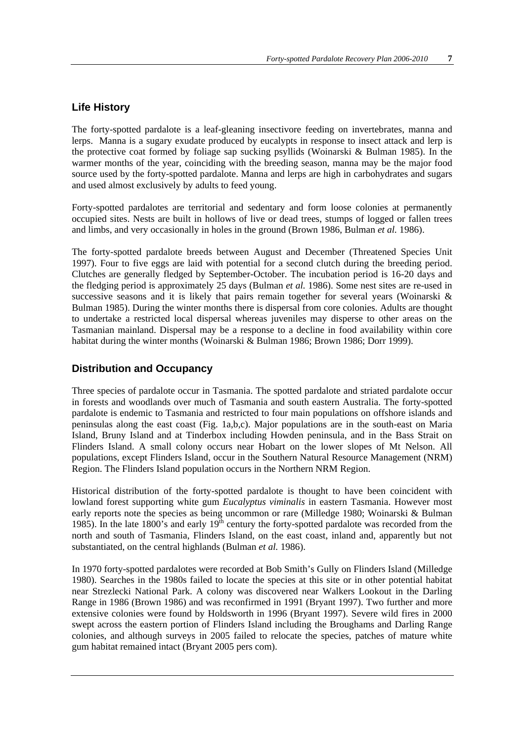## Life History

The forty-spotted pardalote is a leaf-gleaning insectivore feeding on invertebrates, manna and lerps. Manna is a sugary exudate produced by eucalypts in response to insect attack and lerp is the protective coat formed by foliage sap sucking psyllids (Woinarski & Bulman 1985). In the warmer months of the year, coinciding with the breeding season, manna may be the major food source used by the forty-spotted pardalote. Manna and lerps are high in carbohydrates and sugars and used almost exclusively by adults to feed young.

Forty-spotted pardalotes are territorial and sedentary and form loose colonies at permanently occupied sites. Nests are built in hollows of live or dead trees, stumps of logged or fallen trees and limbs, and very occasionally in holes in the ground (Brown 1986, Bulman *et al.* 1986).

The forty-spotted pardalote breeds between August and December (Threatened Species Unit 1997). Four to five eggs are laid with potential for a second clutch during the breeding period. Clutches are generally fledged by September-October. The incubation period is 16-20 days and the fledging period is approximately 25 days (Bulman *et al.* 1986). Some nest sites are re-used in successive seasons and it is likely that pairs remain together for several years (Woinarski & Bulman 1985). During the winter months there is dispersal from core colonies. Adults are thought to undertake a restricted local dispersal whereas juveniles may disperse to other areas on the Tasmanian mainland. Dispersal may be a response to a decline in food availability within core habitat during the winter months (Woinarski & Bulman 1986; Brown 1986; Dorr 1999).

## Distribution and Occupancy

Three species of pardalote occur in Tasmania. The spotted pardalote and striated pardalote occur in forests and woodlands over much of Tasmania and south eastern Australia. The forty-spotted pardalote is endemic to Tasmania and restricted to four main populations on offshore islands and peninsulas along the east coast (Fig. 1a,b,c). Major populations are in the south-east on Maria Island, Bruny Island and at Tinderbox including Howden peninsula, and in the Bass Strait on Flinders Island. A small colony occurs near Hobart on the lower slopes of Mt Nelson. All populations, except Flinders Island, occur in the Southern Natural Resource Management (NRM) Region. The Flinders Island population occurs in the Northern NRM Region.

Historical distribution of the forty-spotted pardalote is thought to have been coincident with lowland forest supporting white gum *Eucalyptus viminalis* in eastern Tasmania. However most early reports note the species as being uncommon or rare (Milledge 1980; Woinarski & Bulman 1985). In the late 1800's and early 19th century the forty-spotted pardalote was recorded from the north and south of Tasmania, Flinders Island, on the east coast, inland and, apparently but not substantiated, on the central highlands (Bulman *et al.* 1986).

In 1970 forty-spotted pardalotes were recorded at Bob Smith's Gully on Flinders Island (Milledge 1980). Searches in the 1980s failed to locate the species at this site or in other potential habitat near Strezlecki National Park. A colony was discovered near Walkers Lookout in the Darling Range in 1986 (Brown 1986) and was reconfirmed in 1991 (Bryant 1997). Two further and more extensive colonies were found by Holdsworth in 1996 (Bryant 1997). Severe wild fires in 2000 swept across the eastern portion of Flinders Island including the Broughams and Darling Range colonies, and although surveys in 2005 failed to relocate the species, patches of mature white gum habitat remained intact (Bryant 2005 pers com).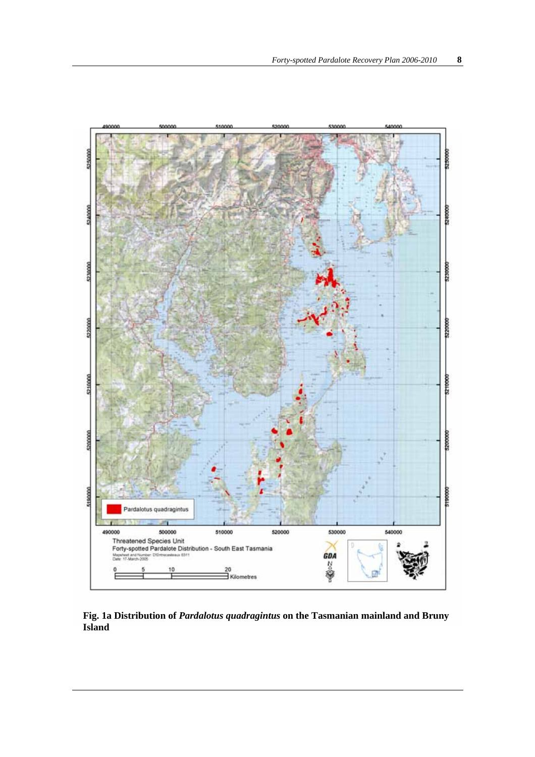**Fig. 1a Distribution of *Pardalotus quadragintus* on the Tasmanian mainland and Bruny Island**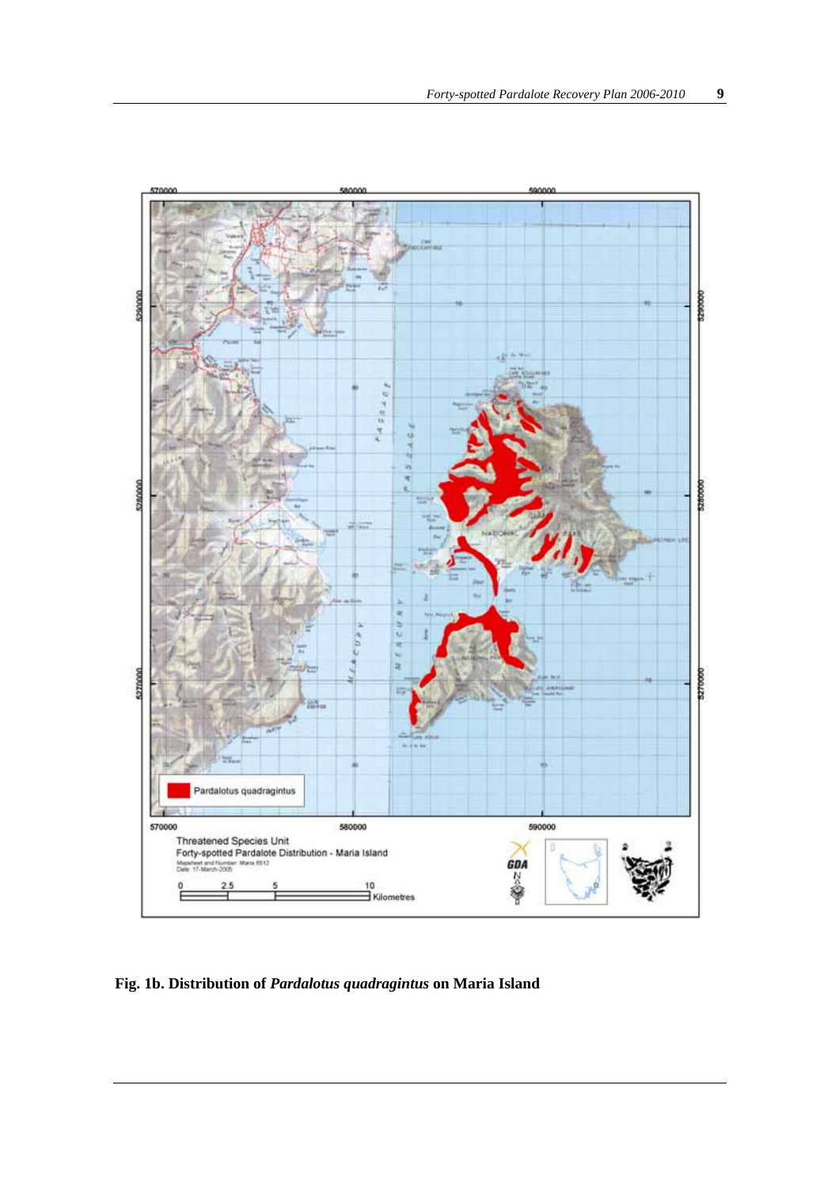**Fig. 1b. Distribution of *Pardalotus quadragintus* on Maria Island**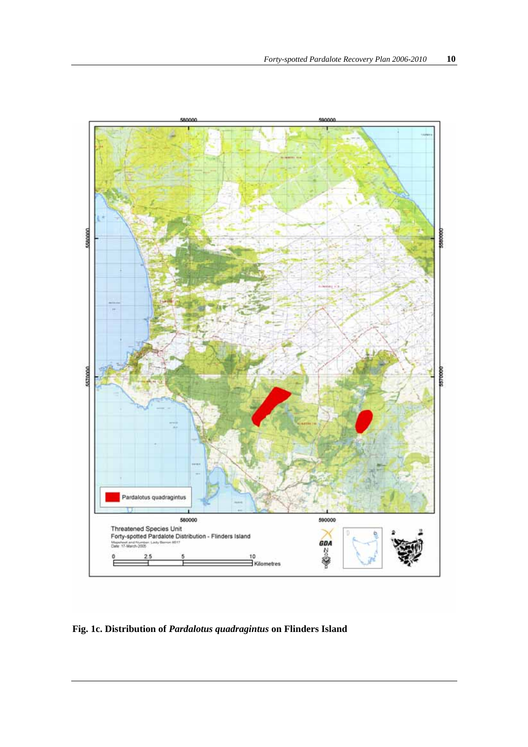**Fig. 1c. Distribution of *Pardalotus quadragintus* on Flinders Island**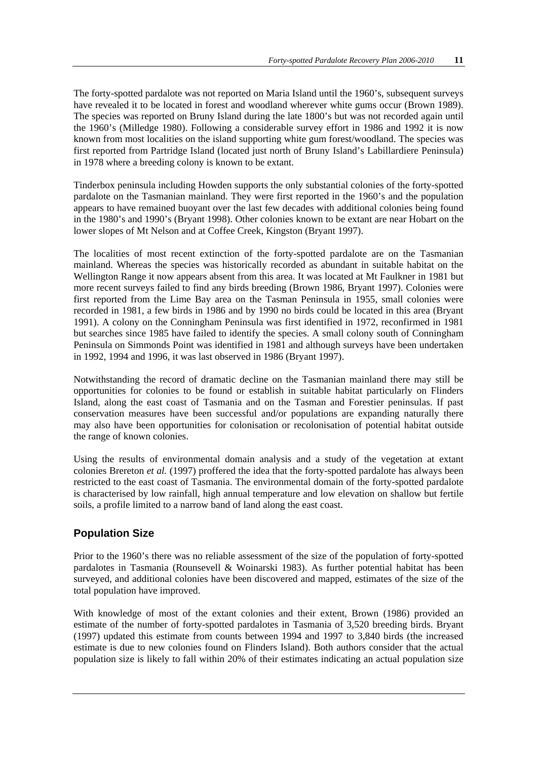The forty-spotted pardalote was not reported on Maria Island until the 1960's, subsequent surveys have revealed it to be located in forest and woodland wherever white gums occur (Brown 1989). The species was reported on Bruny Island during the late 1800's but was not recorded again until the 1960's (Milledge 1980). Following a considerable survey effort in 1986 and 1992 it is now known from most localities on the island supporting white gum forest/woodland. The species was first reported from Partridge Island (located just north of Bruny Island's Labillardiere Peninsula) in 1978 where a breeding colony is known to be extant.

Tinderbox peninsula including Howden supports the only substantial colonies of the forty-spotted pardalote on the Tasmanian mainland. They were first reported in the 1960's and the population appears to have remained buoyant over the last few decades with additional colonies being found in the 1980's and 1990's (Bryant 1998). Other colonies known to be extant are near Hobart on the lower slopes of Mt Nelson and at Coffee Creek, Kingston (Bryant 1997).

The localities of most recent extinction of the forty-spotted pardalote are on the Tasmanian mainland. Whereas the species was historically recorded as abundant in suitable habitat on the Wellington Range it now appears absent from this area. It was located at Mt Faulkner in 1981 but more recent surveys failed to find any birds breeding (Brown 1986, Bryant 1997). Colonies were first reported from the Lime Bay area on the Tasman Peninsula in 1955, small colonies were recorded in 1981, a few birds in 1986 and by 1990 no birds could be located in this area (Bryant 1991). A colony on the Conningham Peninsula was first identified in 1972, reconfirmed in 1981 but searches since 1985 have failed to identify the species. A small colony south of Conningham Peninsula on Simmonds Point was identified in 1981 and although surveys have been undertaken in 1992, 1994 and 1996, it was last observed in 1986 (Bryant 1997).

Notwithstanding the record of dramatic decline on the Tasmanian mainland there may still be opportunities for colonies to be found or establish in suitable habitat particularly on Flinders Island, along the east coast of Tasmania and on the Tasman and Forestier peninsulas. If past conservation measures have been successful and/or populations are expanding naturally there may also have been opportunities for colonisation or recolonisation of potential habitat outside the range of known colonies.

Using the results of environmental domain analysis and a study of the vegetation at extant colonies Brereton *et al.* (1997) proffered the idea that the forty-spotted pardalote has always been restricted to the east coast of Tasmania. The environmental domain of the forty-spotted pardalote is characterised by low rainfall, high annual temperature and low elevation on shallow but fertile soils, a profile limited to a narrow band of land along the east coast.

## Population Size

Prior to the 1960's there was no reliable assessment of the size of the population of forty-spotted pardalotes in Tasmania (Rounsevell & Woinarski 1983). As further potential habitat has been surveyed, and additional colonies have been discovered and mapped, estimates of the size of the total population have improved.

With knowledge of most of the extant colonies and their extent, Brown (1986) provided an estimate of the number of forty-spotted pardalotes in Tasmania of 3,520 breeding birds. Bryant (1997) updated this estimate from counts between 1994 and 1997 to 3,840 birds (the increased estimate is due to new colonies found on Flinders Island). Both authors consider that the actual population size is likely to fall within 20% of their estimates indicating an actual population size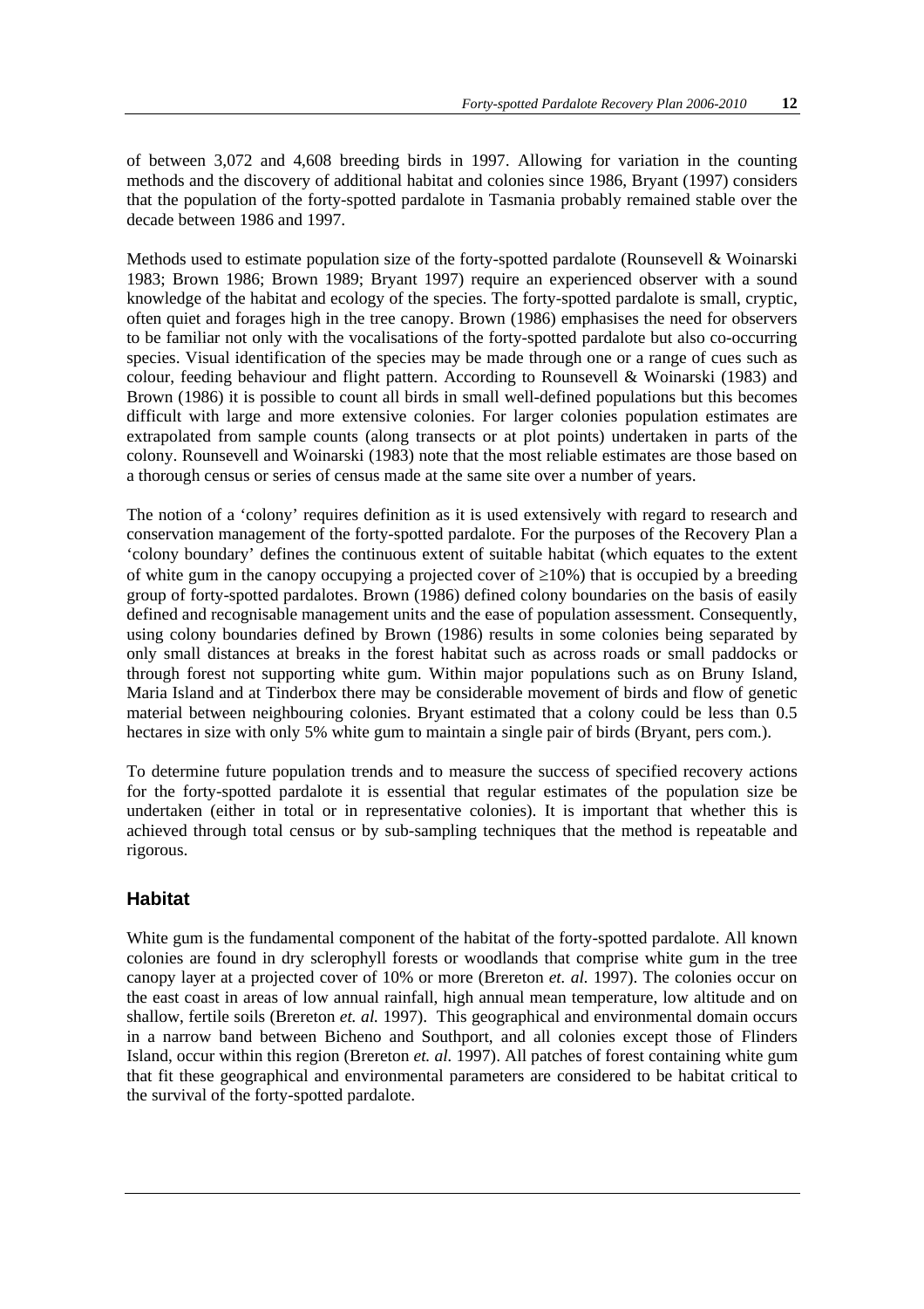of between 3,072 and 4,608 breeding birds in 1997. Allowing for variation in the counting methods and the discovery of additional habitat and colonies since 1986, Bryant (1997) considers that the population of the forty-spotted pardalote in Tasmania probably remained stable over the decade between 1986 and 1997.

Methods used to estimate population size of the forty-spotted pardalote (Rounsevell & Woinarski 1983; Brown 1986; Brown 1989; Bryant 1997) require an experienced observer with a sound knowledge of the habitat and ecology of the species. The forty-spotted pardalote is small, cryptic, often quiet and forages high in the tree canopy. Brown (1986) emphasises the need for observers to be familiar not only with the vocalisations of the forty-spotted pardalote but also co-occurring species. Visual identification of the species may be made through one or a range of cues such as colour, feeding behaviour and flight pattern. According to Rounsevell & Woinarski (1983) and Brown (1986) it is possible to count all birds in small well-defined populations but this becomes difficult with large and more extensive colonies. For larger colonies population estimates are extrapolated from sample counts (along transects or at plot points) undertaken in parts of the colony. Rounsevell and Woinarski (1983) note that the most reliable estimates are those based on a thorough census or series of census made at the same site over a number of years.

The notion of a 'colony' requires definition as it is used extensively with regard to research and conservation management of the forty-spotted pardalote. For the purposes of the Recovery Plan a 'colony boundary' defines the continuous extent of suitable habitat (which equates to the extent of white gum in the canopy occupying a projected cover of ≥10%) that is occupied by a breeding group of forty-spotted pardalotes. Brown (1986) defined colony boundaries on the basis of easily defined and recognisable management units and the ease of population assessment. Consequently, using colony boundaries defined by Brown (1986) results in some colonies being separated by only small distances at breaks in the forest habitat such as across roads or small paddocks or through forest not supporting white gum. Within major populations such as on Bruny Island, Maria Island and at Tinderbox there may be considerable movement of birds and flow of genetic material between neighbouring colonies. Bryant estimated that a colony could be less than 0.5 hectares in size with only 5% white gum to maintain a single pair of birds (Bryant, pers com.).

To determine future population trends and to measure the success of specified recovery actions for the forty-spotted pardalote it is essential that regular estimates of the population size be undertaken (either in total or in representative colonies). It is important that whether this is achieved through total census or by sub-sampling techniques that the method is repeatable and rigorous.

## Habitat

White gum is the fundamental component of the habitat of the forty-spotted pardalote. All known colonies are found in dry sclerophyll forests or woodlands that comprise white gum in the tree canopy layer at a projected cover of 10% or more (Brereton *et. al.* 1997). The colonies occur on the east coast in areas of low annual rainfall, high annual mean temperature, low altitude and on shallow, fertile soils (Brereton *et. al.* 1997). This geographical and environmental domain occurs in a narrow band between Bicheno and Southport, and all colonies except those of Flinders Island, occur within this region (Brereton *et. al.* 1997). All patches of forest containing white gum that fit these geographical and environmental parameters are considered to be habitat critical to the survival of the forty-spotted pardalote.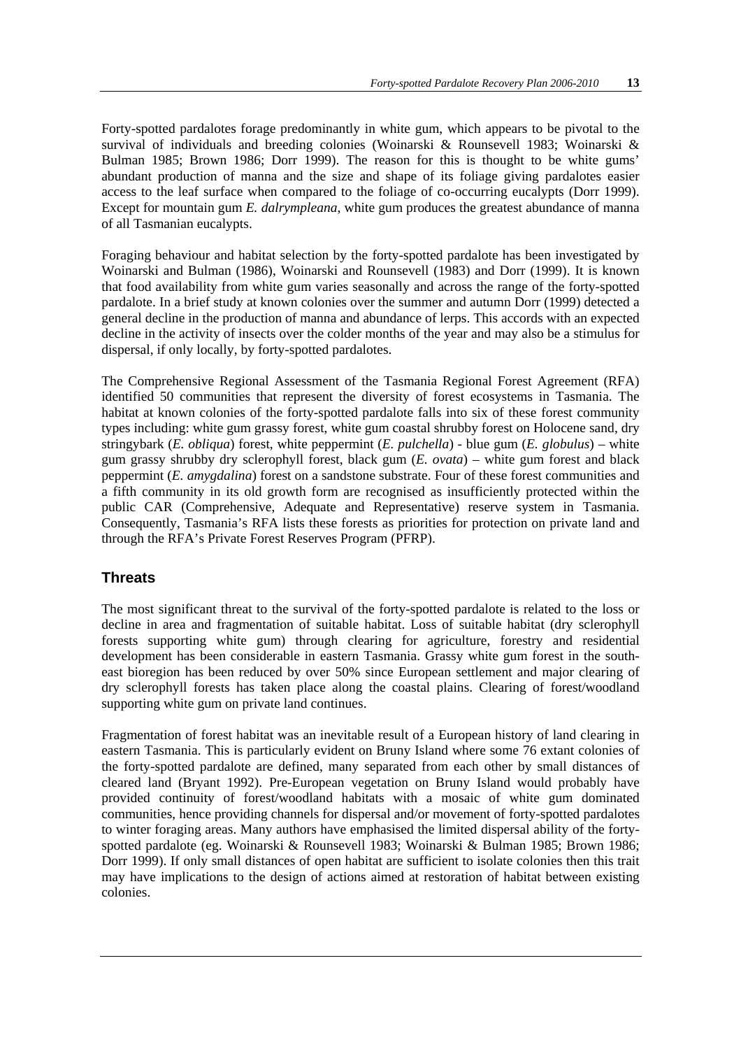Forty-spotted pardalotes forage predominantly in white gum, which appears to be pivotal to the survival of individuals and breeding colonies (Woinarski & Rounsevell 1983; Woinarski & Bulman 1985; Brown 1986; Dorr 1999). The reason for this is thought to be white gums' abundant production of manna and the size and shape of its foliage giving pardalotes easier access to the leaf surface when compared to the foliage of co-occurring eucalypts (Dorr 1999). Except for mountain gum *E. dalrympleana*, white gum produces the greatest abundance of manna of all Tasmanian eucalypts.

Foraging behaviour and habitat selection by the forty-spotted pardalote has been investigated by Woinarski and Bulman (1986), Woinarski and Rounsevell (1983) and Dorr (1999). It is known that food availability from white gum varies seasonally and across the range of the forty-spotted pardalote. In a brief study at known colonies over the summer and autumn Dorr (1999) detected a general decline in the production of manna and abundance of lerps. This accords with an expected decline in the activity of insects over the colder months of the year and may also be a stimulus for dispersal, if only locally, by forty-spotted pardalotes.

The Comprehensive Regional Assessment of the Tasmania Regional Forest Agreement (RFA) identified 50 communities that represent the diversity of forest ecosystems in Tasmania. The habitat at known colonies of the forty-spotted pardalote falls into six of these forest community types including: white gum grassy forest, white gum coastal shrubby forest on Holocene sand, dry stringybark (*E. obliqua*) forest, white peppermint (*E. pulchella*) - blue gum (*E. globulus*) – white gum grassy shrubby dry sclerophyll forest, black gum (*E. ovata*) – white gum forest and black peppermint (*E. amygdalina*) forest on a sandstone substrate. Four of these forest communities and a fifth community in its old growth form are recognised as insufficiently protected within the public CAR (Comprehensive, Adequate and Representative) reserve system in Tasmania. Consequently, Tasmania's RFA lists these forests as priorities for protection on private land and through the RFA's Private Forest Reserves Program (PFRP).

## Threats

The most significant threat to the survival of the forty-spotted pardalote is related to the loss or decline in area and fragmentation of suitable habitat. Loss of suitable habitat (dry sclerophyll forests supporting white gum) through clearing for agriculture, forestry and residential development has been considerable in eastern Tasmania. Grassy white gum forest in the south-east bioregion has been reduced by over 50% since European settlement and major clearing of dry sclerophyll forests has taken place along the coastal plains. Clearing of forest/woodland supporting white gum on private land continues.

Fragmentation of forest habitat was an inevitable result of a European history of land clearing in eastern Tasmania. This is particularly evident on Bruny Island where some 76 extant colonies of the forty-spotted pardalote are defined, many separated from each other by small distances of cleared land (Bryant 1992). Pre-European vegetation on Bruny Island would probably have provided continuity of forest/woodland habitats with a mosaic of white gum dominated communities, hence providing channels for dispersal and/or movement of forty-spotted pardalotes to winter foraging areas. Many authors have emphasised the limited dispersal ability of the forty-spotted pardalote (eg. Woinarski & Rounsevell 1983; Woinarski & Bulman 1985; Brown 1986; Dorr 1999). If only small distances of open habitat are sufficient to isolate colonies then this trait may have implications to the design of actions aimed at restoration of habitat between existing colonies.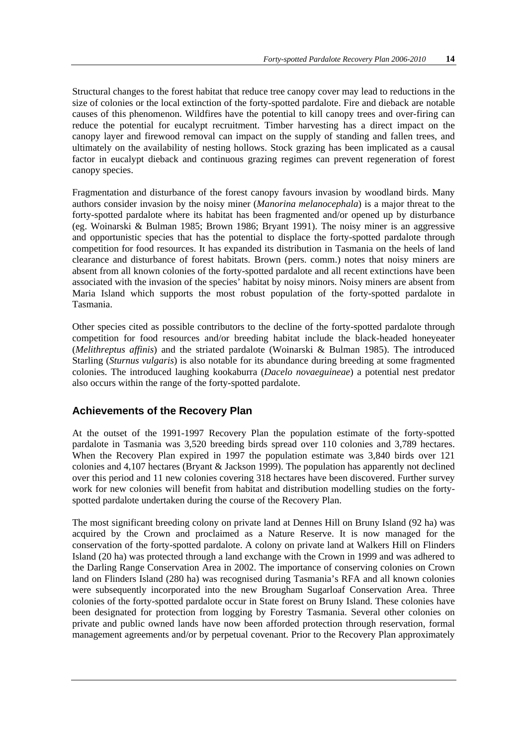Structural changes to the forest habitat that reduce tree canopy cover may lead to reductions in the size of colonies or the local extinction of the forty-spotted pardalote. Fire and dieback are notable causes of this phenomenon. Wildfires have the potential to kill canopy trees and over-firing can reduce the potential for eucalypt recruitment. Timber harvesting has a direct impact on the canopy layer and firewood removal can impact on the supply of standing and fallen trees, and ultimately on the availability of nesting hollows. Stock grazing has been implicated as a causal factor in eucalypt dieback and continuous grazing regimes can prevent regeneration of forest canopy species.

Fragmentation and disturbance of the forest canopy favours invasion by woodland birds. Many authors consider invasion by the noisy miner (*Manorina melanocephala*) is a major threat to the forty-spotted pardalote where its habitat has been fragmented and/or opened up by disturbance (eg. Woinarski & Bulman 1985; Brown 1986; Bryant 1991). The noisy miner is an aggressive and opportunistic species that has the potential to displace the forty-spotted pardalote through competition for food resources. It has expanded its distribution in Tasmania on the heels of land clearance and disturbance of forest habitats. Brown (pers. comm.) notes that noisy miners are absent from all known colonies of the forty-spotted pardalote and all recent extinctions have been associated with the invasion of the species' habitat by noisy minors. Noisy miners are absent from Maria Island which supports the most robust population of the forty-spotted pardalote in Tasmania.

Other species cited as possible contributors to the decline of the forty-spotted pardalote through competition for food resources and/or breeding habitat include the black-headed honeyeater (*Melithreptus affinis*) and the striated pardalote (Woinarski & Bulman 1985). The introduced Starling (*Sturnus vulgaris*) is also notable for its abundance during breeding at some fragmented colonies. The introduced laughing kookaburra (*Dacelo novaeguineae*) a potential nest predator also occurs within the range of the forty-spotted pardalote.

## Achievements of the Recovery Plan

At the outset of the 1991-1997 Recovery Plan the population estimate of the forty-spotted pardalote in Tasmania was 3,520 breeding birds spread over 110 colonies and 3,789 hectares. When the Recovery Plan expired in 1997 the population estimate was 3,840 birds over 121 colonies and 4,107 hectares (Bryant & Jackson 1999). The population has apparently not declined over this period and 11 new colonies covering 318 hectares have been discovered. Further survey work for new colonies will benefit from habitat and distribution modelling studies on the forty-spotted pardalote undertaken during the course of the Recovery Plan.

The most significant breeding colony on private land at Dennes Hill on Bruny Island (92 ha) was acquired by the Crown and proclaimed as a Nature Reserve. It is now managed for the conservation of the forty-spotted pardalote. A colony on private land at Walkers Hill on Flinders Island (20 ha) was protected through a land exchange with the Crown in 1999 and was adhered to the Darling Range Conservation Area in 2002. The importance of conserving colonies on Crown land on Flinders Island (280 ha) was recognised during Tasmania's RFA and all known colonies were subsequently incorporated into the new Brougham Sugarloaf Conservation Area. Three colonies of the forty-spotted pardalote occur in State forest on Bruny Island. These colonies have been designated for protection from logging by Forestry Tasmania. Several other colonies on private and public owned lands have now been afforded protection through reservation, formal management agreements and/or by perpetual covenant. Prior to the Recovery Plan approximately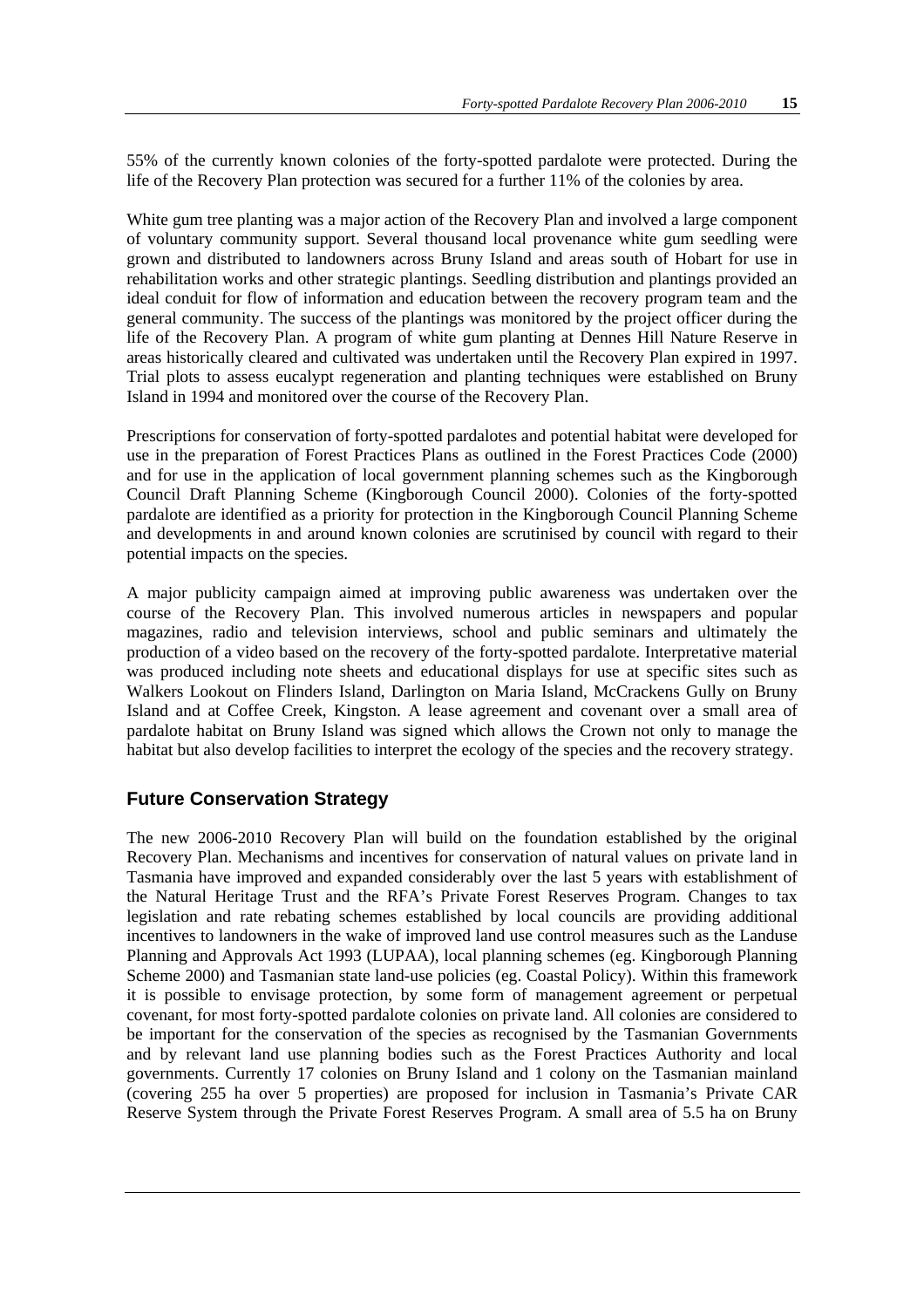55% of the currently known colonies of the forty-spotted pardalote were protected. During the life of the Recovery Plan protection was secured for a further 11% of the colonies by area.

White gum tree planting was a major action of the Recovery Plan and involved a large component of voluntary community support. Several thousand local provenance white gum seedling were grown and distributed to landowners across Bruny Island and areas south of Hobart for use in rehabilitation works and other strategic plantings. Seedling distribution and plantings provided an ideal conduit for flow of information and education between the recovery program team and the general community. The success of the plantings was monitored by the project officer during the life of the Recovery Plan. A program of white gum planting at Dennes Hill Nature Reserve in areas historically cleared and cultivated was undertaken until the Recovery Plan expired in 1997. Trial plots to assess eucalypt regeneration and planting techniques were established on Bruny Island in 1994 and monitored over the course of the Recovery Plan.

Prescriptions for conservation of forty-spotted pardalotes and potential habitat were developed for use in the preparation of Forest Practices Plans as outlined in the Forest Practices Code (2000) and for use in the application of local government planning schemes such as the Kingborough Council Draft Planning Scheme (Kingborough Council 2000). Colonies of the forty-spotted pardalote are identified as a priority for protection in the Kingborough Council Planning Scheme and developments in and around known colonies are scrutinised by council with regard to their potential impacts on the species.

A major publicity campaign aimed at improving public awareness was undertaken over the course of the Recovery Plan. This involved numerous articles in newspapers and popular magazines, radio and television interviews, school and public seminars and ultimately the production of a video based on the recovery of the forty-spotted pardalote. Interpretative material was produced including note sheets and educational displays for use at specific sites such as Walkers Lookout on Flinders Island, Darlington on Maria Island, McCrackens Gully on Bruny Island and at Coffee Creek, Kingston. A lease agreement and covenant over a small area of pardalote habitat on Bruny Island was signed which allows the Crown not only to manage the habitat but also develop facilities to interpret the ecology of the species and the recovery strategy.

## Future Conservation Strategy

The new 2006-2010 Recovery Plan will build on the foundation established by the original Recovery Plan. Mechanisms and incentives for conservation of natural values on private land in Tasmania have improved and expanded considerably over the last 5 years with establishment of the Natural Heritage Trust and the RFA's Private Forest Reserves Program. Changes to tax legislation and rate rebating schemes established by local councils are providing additional incentives to landowners in the wake of improved land use control measures such as the Landuse Planning and Approvals Act 1993 (LUPAA), local planning schemes (eg. Kingborough Planning Scheme 2000) and Tasmanian state land-use policies (eg. Coastal Policy). Within this framework it is possible to envisage protection, by some form of management agreement or perpetual covenant, for most forty-spotted pardalote colonies on private land. All colonies are considered to be important for the conservation of the species as recognised by the Tasmanian Governments and by relevant land use planning bodies such as the Forest Practices Authority and local governments. Currently 17 colonies on Bruny Island and 1 colony on the Tasmanian mainland (covering 255 ha over 5 properties) are proposed for inclusion in Tasmania's Private CAR Reserve System through the Private Forest Reserves Program. A small area of 5.5 ha on Bruny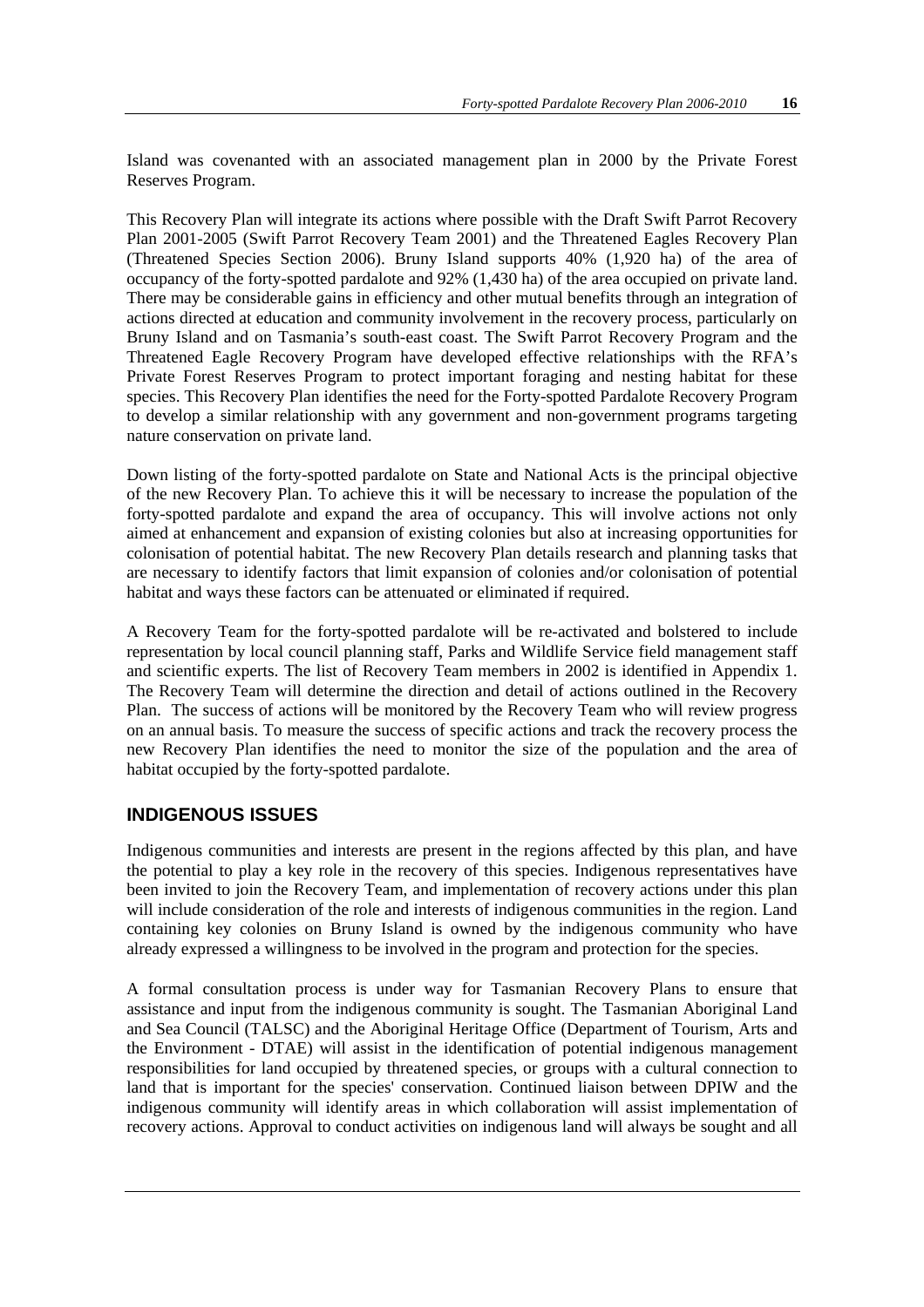Island was covenanted with an associated management plan in 2000 by the Private Forest Reserves Program.

This Recovery Plan will integrate its actions where possible with the Draft Swift Parrot Recovery Plan 2001-2005 (Swift Parrot Recovery Team 2001) and the Threatened Eagles Recovery Plan (Threatened Species Section 2006). Bruny Island supports 40% (1,920 ha) of the area of occupancy of the forty-spotted pardalote and 92% (1,430 ha) of the area occupied on private land. There may be considerable gains in efficiency and other mutual benefits through an integration of actions directed at education and community involvement in the recovery process, particularly on Bruny Island and on Tasmania's south-east coast. The Swift Parrot Recovery Program and the Threatened Eagle Recovery Program have developed effective relationships with the RFA's Private Forest Reserves Program to protect important foraging and nesting habitat for these species. This Recovery Plan identifies the need for the Forty-spotted Pardalote Recovery Program to develop a similar relationship with any government and non-government programs targeting nature conservation on private land.

Down listing of the forty-spotted pardalote on State and National Acts is the principal objective of the new Recovery Plan. To achieve this it will be necessary to increase the population of the forty-spotted pardalote and expand the area of occupancy. This will involve actions not only aimed at enhancement and expansion of existing colonies but also at increasing opportunities for colonisation of potential habitat. The new Recovery Plan details research and planning tasks that are necessary to identify factors that limit expansion of colonies and/or colonisation of potential habitat and ways these factors can be attenuated or eliminated if required.

A Recovery Team for the forty-spotted pardalote will be re-activated and bolstered to include representation by local council planning staff, Parks and Wildlife Service field management staff and scientific experts. The list of Recovery Team members in 2002 is identified in Appendix 1. The Recovery Team will determine the direction and detail of actions outlined in the Recovery Plan. The success of actions will be monitored by the Recovery Team who will review progress on an annual basis. To measure the success of specific actions and track the recovery process the new Recovery Plan identifies the need to monitor the size of the population and the area of habitat occupied by the forty-spotted pardalote.

## INDIGENOUS ISSUES

Indigenous communities and interests are present in the regions affected by this plan, and have the potential to play a key role in the recovery of this species. Indigenous representatives have been invited to join the Recovery Team, and implementation of recovery actions under this plan will include consideration of the role and interests of indigenous communities in the region. Land containing key colonies on Bruny Island is owned by the indigenous community who have already expressed a willingness to be involved in the program and protection for the species.

A formal consultation process is under way for Tasmanian Recovery Plans to ensure that assistance and input from the indigenous community is sought. The Tasmanian Aboriginal Land and Sea Council (TALSC) and the Aboriginal Heritage Office (Department of Tourism, Arts and the Environment - DTAE) will assist in the identification of potential indigenous management responsibilities for land occupied by threatened species, or groups with a cultural connection to land that is important for the species' conservation. Continued liaison between DPIW and the indigenous community will identify areas in which collaboration will assist implementation of recovery actions. Approval to conduct activities on indigenous land will always be sought and all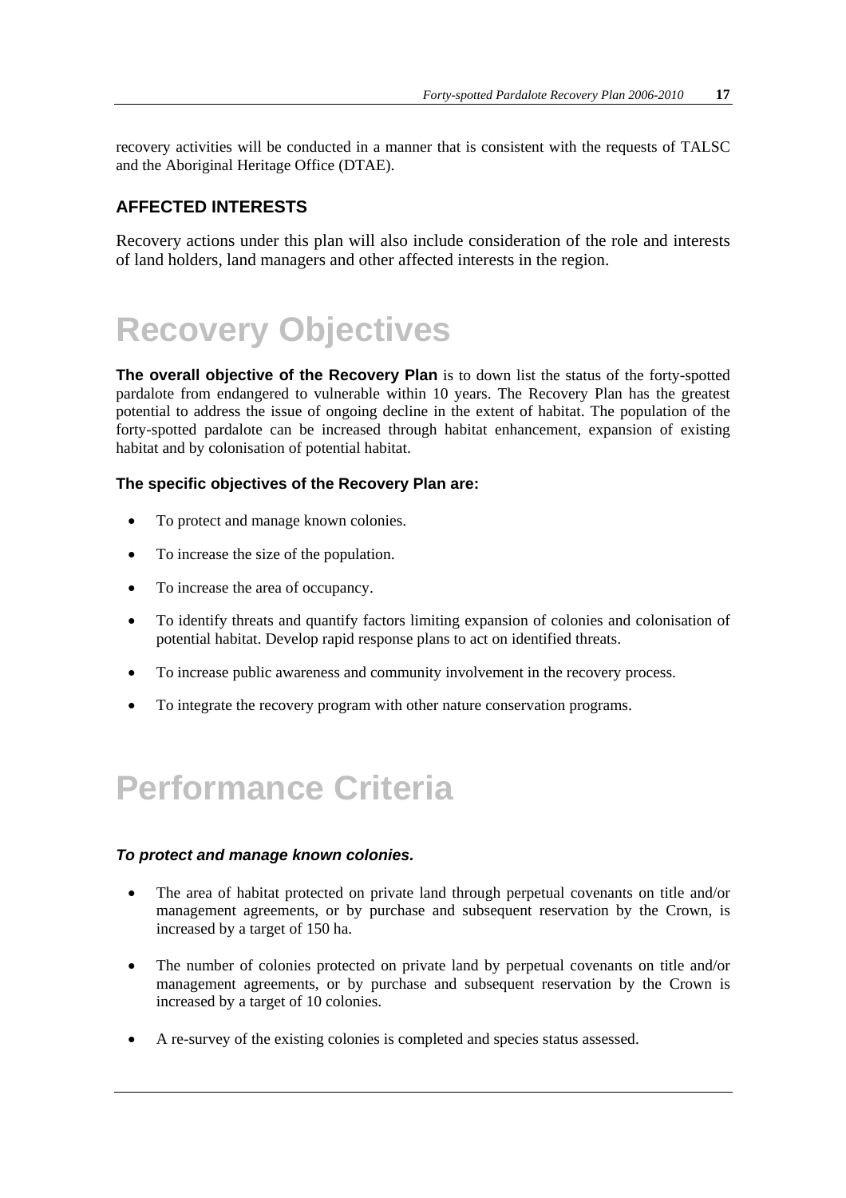recovery activities will be conducted in a manner that is consistent with the requests of TALSC and the Aboriginal Heritage Office (DTAE).

### AFFECTED INTERESTS

Recovery actions under this plan will also include consideration of the role and interests of land holders, land managers and other affected interests in the region.

# Recovery Objectives

**The overall objective of the Recovery Plan** is to down list the status of the forty-spotted pardalote from endangered to vulnerable within 10 years. The Recovery Plan has the greatest potential to address the issue of ongoing decline in the extent of habitat. The population of the forty-spotted pardalote can be increased through habitat enhancement, expansion of existing habitat and by colonisation of potential habitat.

**The specific objectives of the Recovery Plan are:**

- To protect and manage known colonies.
- To increase the size of the population.
- To increase the area of occupancy.
- To identify threats and quantify factors limiting expansion of colonies and colonisation of potential habitat. Develop rapid response plans to act on identified threats.
- To increase public awareness and community involvement in the recovery process.
- To integrate the recovery program with other nature conservation programs.

# Performance Criteria

***To protect and manage known colonies.***

- The area of habitat protected on private land through perpetual covenants on title and/or management agreements, or by purchase and subsequent reservation by the Crown, is increased by a target of 150 ha.
- The number of colonies protected on private land by perpetual covenants on title and/or management agreements, or by purchase and subsequent reservation by the Crown is increased by a target of 10 colonies.
- A re-survey of the existing colonies is completed and species status assessed.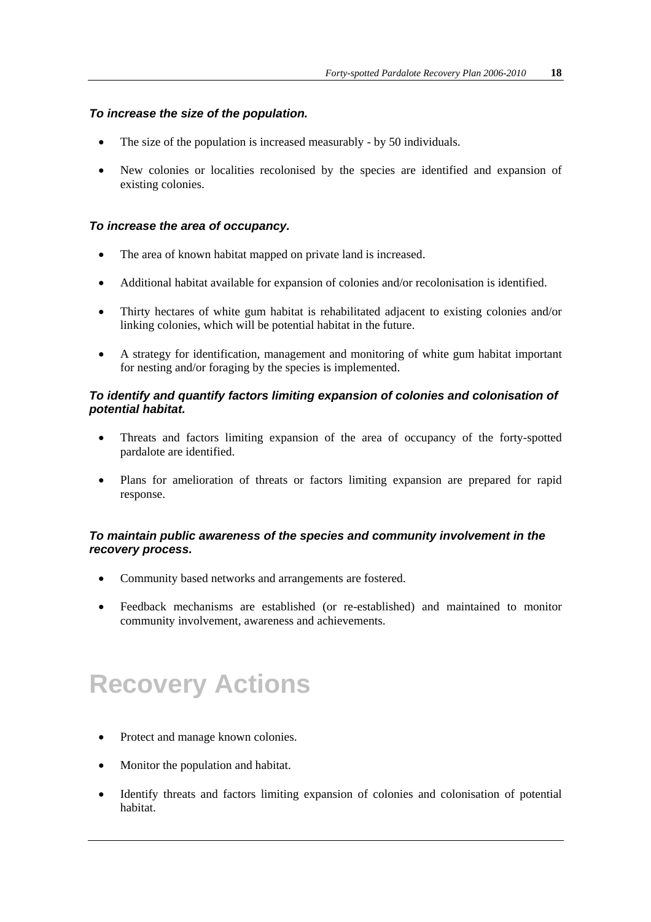***To increase the size of the population.***

- The size of the population is increased measurably - by 50 individuals.
- New colonies or localities recolonised by the species are identified and expansion of existing colonies.

***To increase the area of occupancy.***

- The area of known habitat mapped on private land is increased.
- Additional habitat available for expansion of colonies and/or recolonisation is identified.
- Thirty hectares of white gum habitat is rehabilitated adjacent to existing colonies and/or linking colonies, which will be potential habitat in the future.
- A strategy for identification, management and monitoring of white gum habitat important for nesting and/or foraging by the species is implemented.

***To identify and quantify factors limiting expansion of colonies and colonisation of potential habitat.***

- Threats and factors limiting expansion of the area of occupancy of the forty-spotted pardalote are identified.
- Plans for amelioration of threats or factors limiting expansion are prepared for rapid response.

***To maintain public awareness of the species and community involvement in the recovery process.***

- Community based networks and arrangements are fostered.
- Feedback mechanisms are established (or re-established) and maintained to monitor community involvement, awareness and achievements.

# Recovery Actions

- Protect and manage known colonies.
- Monitor the population and habitat.
- Identify threats and factors limiting expansion of colonies and colonisation of potential habitat.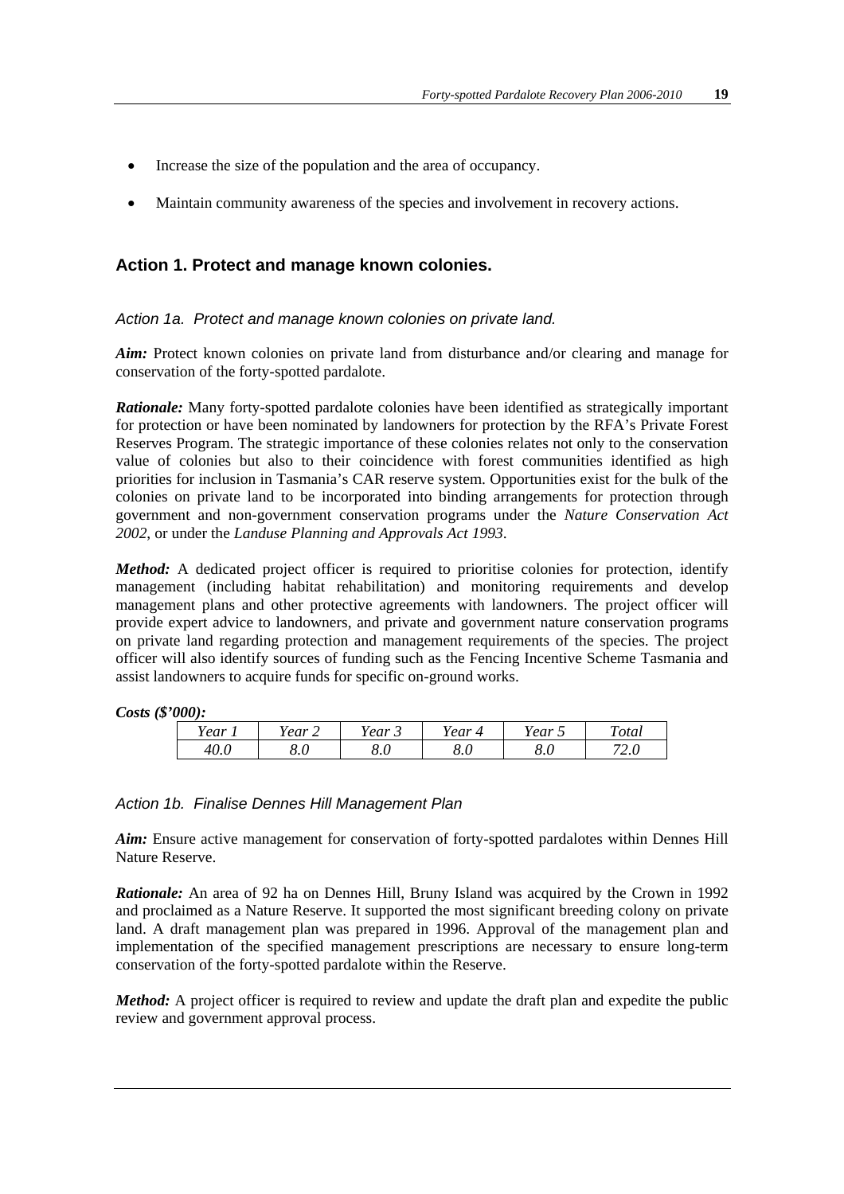- Increase the size of the population and the area of occupancy.
- Maintain community awareness of the species and involvement in recovery actions.

## Action 1. Protect and manage known colonies.

### *Action 1a. Protect and manage known colonies on private land.*

***Aim:*** Protect known colonies on private land from disturbance and/or clearing and manage for conservation of the forty-spotted pardalote.

***Rationale:*** Many forty-spotted pardalote colonies have been identified as strategically important for protection or have been nominated by landowners for protection by the RFA's Private Forest Reserves Program. The strategic importance of these colonies relates not only to the conservation value of colonies but also to their coincidence with forest communities identified as high priorities for inclusion in Tasmania's CAR reserve system. Opportunities exist for the bulk of the colonies on private land to be incorporated into binding arrangements for protection through government and non-government conservation programs under the *Nature Conservation Act 2002*, or under the *Landuse Planning and Approvals Act 1993*.

***Method:*** A dedicated project officer is required to prioritise colonies for protection, identify management (including habitat rehabilitation) and monitoring requirements and develop management plans and other protective agreements with landowners. The project officer will provide expert advice to landowners, and private and government nature conservation programs on private land regarding protection and management requirements of the species. The project officer will also identify sources of funding such as the Fencing Incentive Scheme Tasmania and assist landowners to acquire funds for specific on-ground works.

***Costs ($'000):***

| *Year 1* | *Year 2* | *Year 3* | *Year 4* | *Year 5* | *Total* |
|---|---|---|---|---|---|
| *40.0* | *8.0* | *8.0* | *8.0* | *8.0* | *72.0* |

### *Action 1b. Finalise Dennes Hill Management Plan*

***Aim:*** Ensure active management for conservation of forty-spotted pardalotes within Dennes Hill Nature Reserve.

***Rationale:*** An area of 92 ha on Dennes Hill, Bruny Island was acquired by the Crown in 1992 and proclaimed as a Nature Reserve. It supported the most significant breeding colony on private land. A draft management plan was prepared in 1996. Approval of the management plan and implementation of the specified management prescriptions are necessary to ensure long-term conservation of the forty-spotted pardalote within the Reserve.

***Method:*** A project officer is required to review and update the draft plan and expedite the public review and government approval process.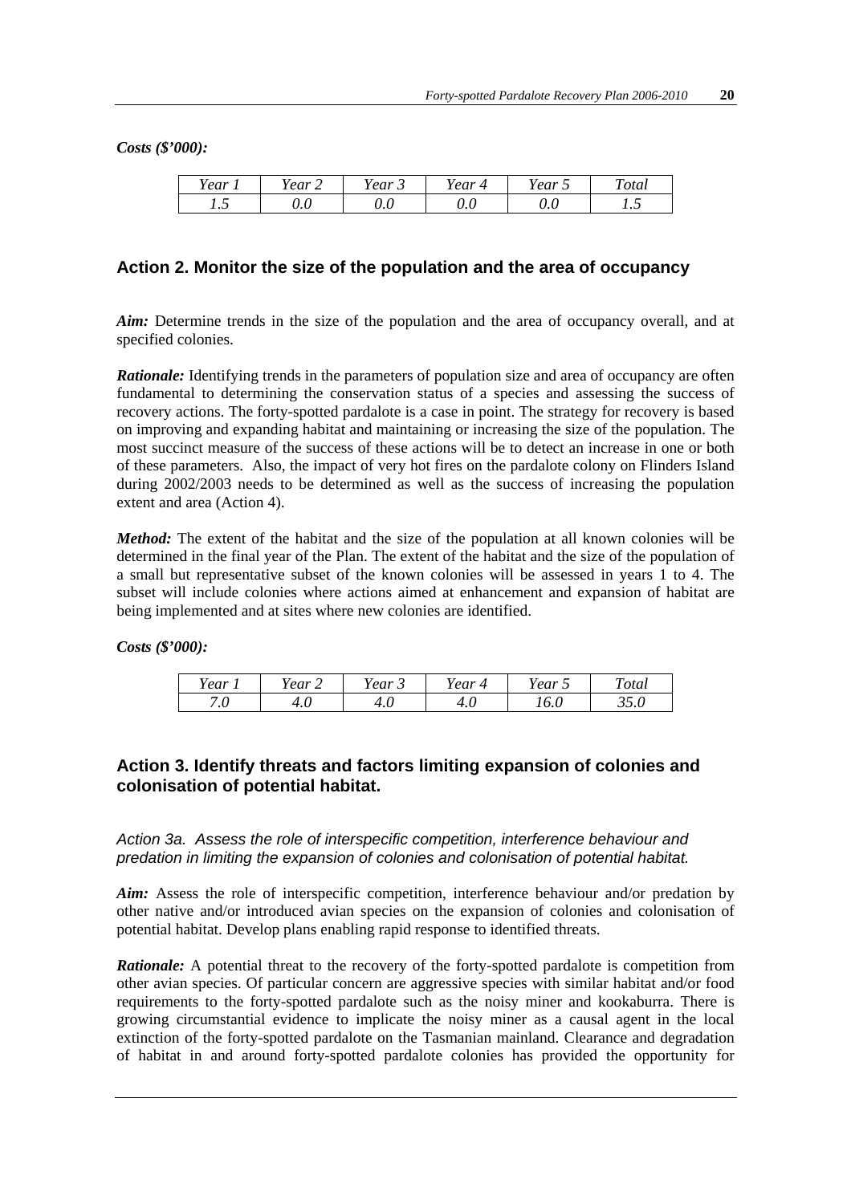***Costs ($'000):***

| *Year 1* | *Year 2* | *Year 3* | *Year 4* | *Year 5* | *Total* |
|---|---|---|---|---|---|
| *1.5* | *0.0* | *0.0* | *0.0* | *0.0* | *1.5* |

## Action 2. Monitor the size of the population and the area of occupancy

***Aim:*** Determine trends in the size of the population and the area of occupancy overall, and at specified colonies.

***Rationale:*** Identifying trends in the parameters of population size and area of occupancy are often fundamental to determining the conservation status of a species and assessing the success of recovery actions. The forty-spotted pardalote is a case in point. The strategy for recovery is based on improving and expanding habitat and maintaining or increasing the size of the population. The most succinct measure of the success of these actions will be to detect an increase in one or both of these parameters. Also, the impact of very hot fires on the pardalote colony on Flinders Island during 2002/2003 needs to be determined as well as the success of increasing the population extent and area (Action 4).

***Method:*** The extent of the habitat and the size of the population at all known colonies will be determined in the final year of the Plan. The extent of the habitat and the size of the population of a small but representative subset of the known colonies will be assessed in years 1 to 4. The subset will include colonies where actions aimed at enhancement and expansion of habitat are being implemented and at sites where new colonies are identified.

***Costs ($'000):***

| *Year 1* | *Year 2* | *Year 3* | *Year 4* | *Year 5* | *Total* |
|---|---|---|---|---|---|
| *7.0* | *4.0* | *4.0* | *4.0* | *16.0* | *35.0* |

## Action 3. Identify threats and factors limiting expansion of colonies and colonisation of potential habitat.

### *Action 3a. Assess the role of interspecific competition, interference behaviour and predation in limiting the expansion of colonies and colonisation of potential habitat.*

***Aim:*** Assess the role of interspecific competition, interference behaviour and/or predation by other native and/or introduced avian species on the expansion of colonies and colonisation of potential habitat. Develop plans enabling rapid response to identified threats.

***Rationale:*** A potential threat to the recovery of the forty-spotted pardalote is competition from other avian species. Of particular concern are aggressive species with similar habitat and/or food requirements to the forty-spotted pardalote such as the noisy miner and kookaburra. There is growing circumstantial evidence to implicate the noisy miner as a causal agent in the local extinction of the forty-spotted pardalote on the Tasmanian mainland. Clearance and degradation of habitat in and around forty-spotted pardalote colonies has provided the opportunity for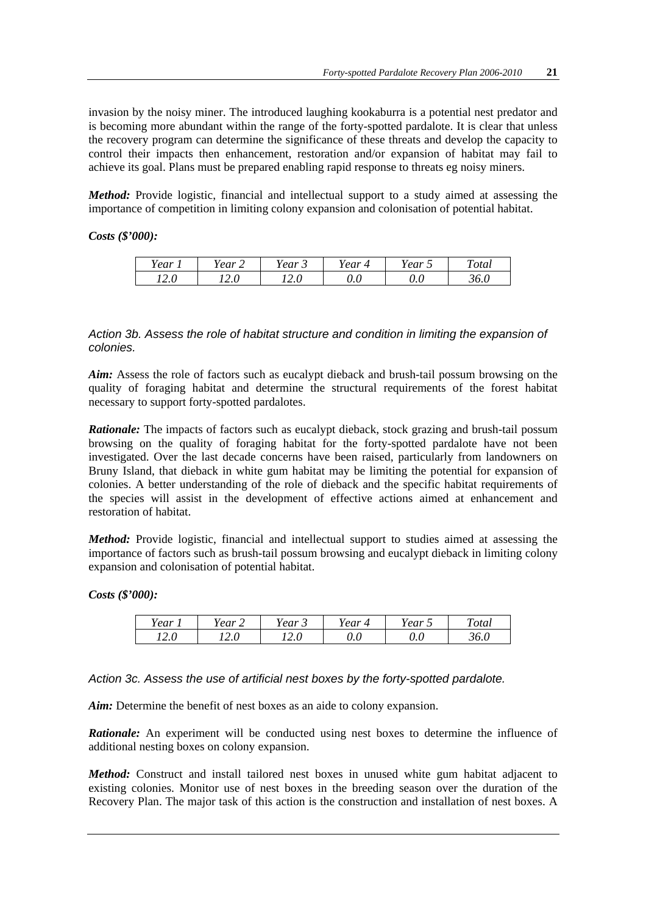invasion by the noisy miner. The introduced laughing kookaburra is a potential nest predator and is becoming more abundant within the range of the forty-spotted pardalote. It is clear that unless the recovery program can determine the significance of these threats and develop the capacity to control their impacts then enhancement, restoration and/or expansion of habitat may fail to achieve its goal. Plans must be prepared enabling rapid response to threats eg noisy miners.

***Method:*** Provide logistic, financial and intellectual support to a study aimed at assessing the importance of competition in limiting colony expansion and colonisation of potential habitat.

***Costs ($'000):***

| *Year 1* | *Year 2* | *Year 3* | *Year 4* | *Year 5* | *Total* |
|---|---|---|---|---|---|
| *12.0* | *12.0* | *12.0* | *0.0* | *0.0* | *36.0* |

### *Action 3b. Assess the role of habitat structure and condition in limiting the expansion of colonies.*

***Aim:*** Assess the role of factors such as eucalypt dieback and brush-tail possum browsing on the quality of foraging habitat and determine the structural requirements of the forest habitat necessary to support forty-spotted pardalotes.

***Rationale:*** The impacts of factors such as eucalypt dieback, stock grazing and brush-tail possum browsing on the quality of foraging habitat for the forty-spotted pardalote have not been investigated. Over the last decade concerns have been raised, particularly from landowners on Bruny Island, that dieback in white gum habitat may be limiting the potential for expansion of colonies. A better understanding of the role of dieback and the specific habitat requirements of the species will assist in the development of effective actions aimed at enhancement and restoration of habitat.

***Method:*** Provide logistic, financial and intellectual support to studies aimed at assessing the importance of factors such as brush-tail possum browsing and eucalypt dieback in limiting colony expansion and colonisation of potential habitat.

***Costs ($'000):***

| *Year 1* | *Year 2* | *Year 3* | *Year 4* | *Year 5* | *Total* |
|---|---|---|---|---|---|
| *12.0* | *12.0* | *12.0* | *0.0* | *0.0* | *36.0* |

### *Action 3c. Assess the use of artificial nest boxes by the forty-spotted pardalote.*

***Aim:*** Determine the benefit of nest boxes as an aide to colony expansion.

***Rationale:*** An experiment will be conducted using nest boxes to determine the influence of additional nesting boxes on colony expansion.

***Method:*** Construct and install tailored nest boxes in unused white gum habitat adjacent to existing colonies. Monitor use of nest boxes in the breeding season over the duration of the Recovery Plan. The major task of this action is the construction and installation of nest boxes. A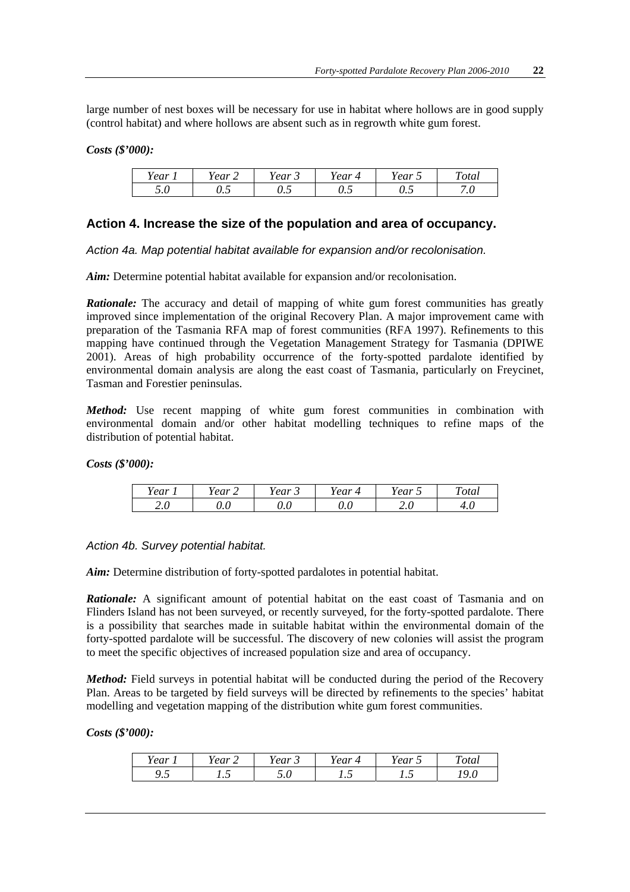large number of nest boxes will be necessary for use in habitat where hollows are in good supply (control habitat) and where hollows are absent such as in regrowth white gum forest.

***Costs ($'000):***

| *Year 1* | *Year 2* | *Year 3* | *Year 4* | *Year 5* | *Total* |
|---|---|---|---|---|---|
| *5.0* | *0.5* | *0.5* | *0.5* | *0.5* | *7.0* |

## Action 4. Increase the size of the population and area of occupancy.

### *Action 4a. Map potential habitat available for expansion and/or recolonisation.*

***Aim:*** Determine potential habitat available for expansion and/or recolonisation.

***Rationale:*** The accuracy and detail of mapping of white gum forest communities has greatly improved since implementation of the original Recovery Plan. A major improvement came with preparation of the Tasmania RFA map of forest communities (RFA 1997). Refinements to this mapping have continued through the Vegetation Management Strategy for Tasmania (DPIWE 2001). Areas of high probability occurrence of the forty-spotted pardalote identified by environmental domain analysis are along the east coast of Tasmania, particularly on Freycinet, Tasman and Forestier peninsulas.

***Method:*** Use recent mapping of white gum forest communities in combination with environmental domain and/or other habitat modelling techniques to refine maps of the distribution of potential habitat.

***Costs ($'000):***

| *Year 1* | *Year 2* | *Year 3* | *Year 4* | *Year 5* | *Total* |
|---|---|---|---|---|---|
| *2.0* | *0.0* | *0.0* | *0.0* | *2.0* | *4.0* |

### *Action 4b. Survey potential habitat.*

***Aim:*** Determine distribution of forty-spotted pardalotes in potential habitat.

***Rationale:*** A significant amount of potential habitat on the east coast of Tasmania and on Flinders Island has not been surveyed, or recently surveyed, for the forty-spotted pardalote. There is a possibility that searches made in suitable habitat within the environmental domain of the forty-spotted pardalote will be successful. The discovery of new colonies will assist the program to meet the specific objectives of increased population size and area of occupancy.

***Method:*** Field surveys in potential habitat will be conducted during the period of the Recovery Plan. Areas to be targeted by field surveys will be directed by refinements to the species' habitat modelling and vegetation mapping of the distribution white gum forest communities.

***Costs ($'000):***

| *Year 1* | *Year 2* | *Year 3* | *Year 4* | *Year 5* | *Total* |
|---|---|---|---|---|---|
| *9.5* | *1.5* | *5.0* | *1.5* | *1.5* | *19.0* |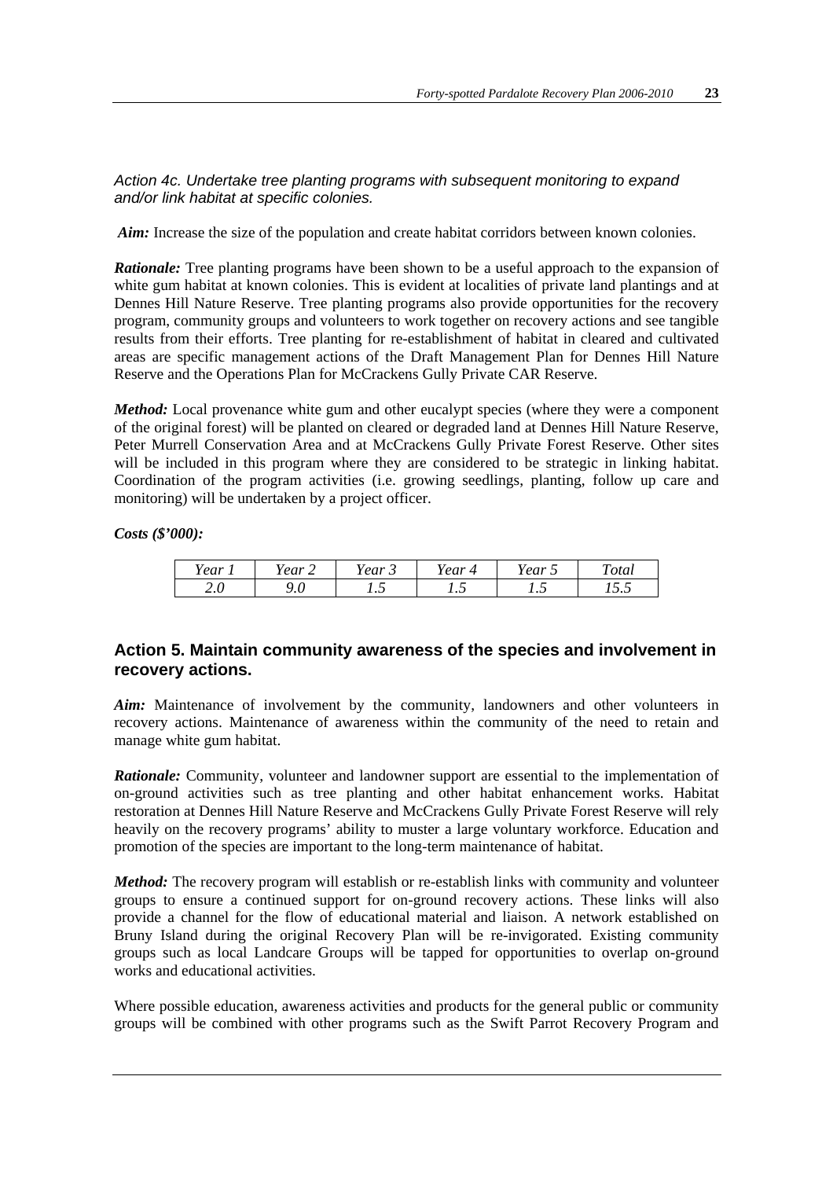### *Action 4c. Undertake tree planting programs with subsequent monitoring to expand and/or link habitat at specific colonies.*

***Aim:*** Increase the size of the population and create habitat corridors between known colonies.

***Rationale:*** Tree planting programs have been shown to be a useful approach to the expansion of white gum habitat at known colonies. This is evident at localities of private land plantings and at Dennes Hill Nature Reserve. Tree planting programs also provide opportunities for the recovery program, community groups and volunteers to work together on recovery actions and see tangible results from their efforts. Tree planting for re-establishment of habitat in cleared and cultivated areas are specific management actions of the Draft Management Plan for Dennes Hill Nature Reserve and the Operations Plan for McCrackens Gully Private CAR Reserve.

***Method:*** Local provenance white gum and other eucalypt species (where they were a component of the original forest) will be planted on cleared or degraded land at Dennes Hill Nature Reserve, Peter Murrell Conservation Area and at McCrackens Gully Private Forest Reserve. Other sites will be included in this program where they are considered to be strategic in linking habitat. Coordination of the program activities (i.e. growing seedlings, planting, follow up care and monitoring) will be undertaken by a project officer.

***Costs ($'000):***

| *Year 1* | *Year 2* | *Year 3* | *Year 4* | *Year 5* | *Total* |
|---|---|---|---|---|---|
| *2.0* | *9.0* | *1.5* | *1.5* | *1.5* | *15.5* |

## Action 5. Maintain community awareness of the species and involvement in recovery actions.

***Aim:*** Maintenance of involvement by the community, landowners and other volunteers in recovery actions. Maintenance of awareness within the community of the need to retain and manage white gum habitat.

***Rationale:*** Community, volunteer and landowner support are essential to the implementation of on-ground activities such as tree planting and other habitat enhancement works. Habitat restoration at Dennes Hill Nature Reserve and McCrackens Gully Private Forest Reserve will rely heavily on the recovery programs' ability to muster a large voluntary workforce. Education and promotion of the species are important to the long-term maintenance of habitat.

***Method:*** The recovery program will establish or re-establish links with community and volunteer groups to ensure a continued support for on-ground recovery actions. These links will also provide a channel for the flow of educational material and liaison. A network established on Bruny Island during the original Recovery Plan will be re-invigorated. Existing community groups such as local Landcare Groups will be tapped for opportunities to overlap on-ground works and educational activities.

Where possible education, awareness activities and products for the general public or community groups will be combined with other programs such as the Swift Parrot Recovery Program and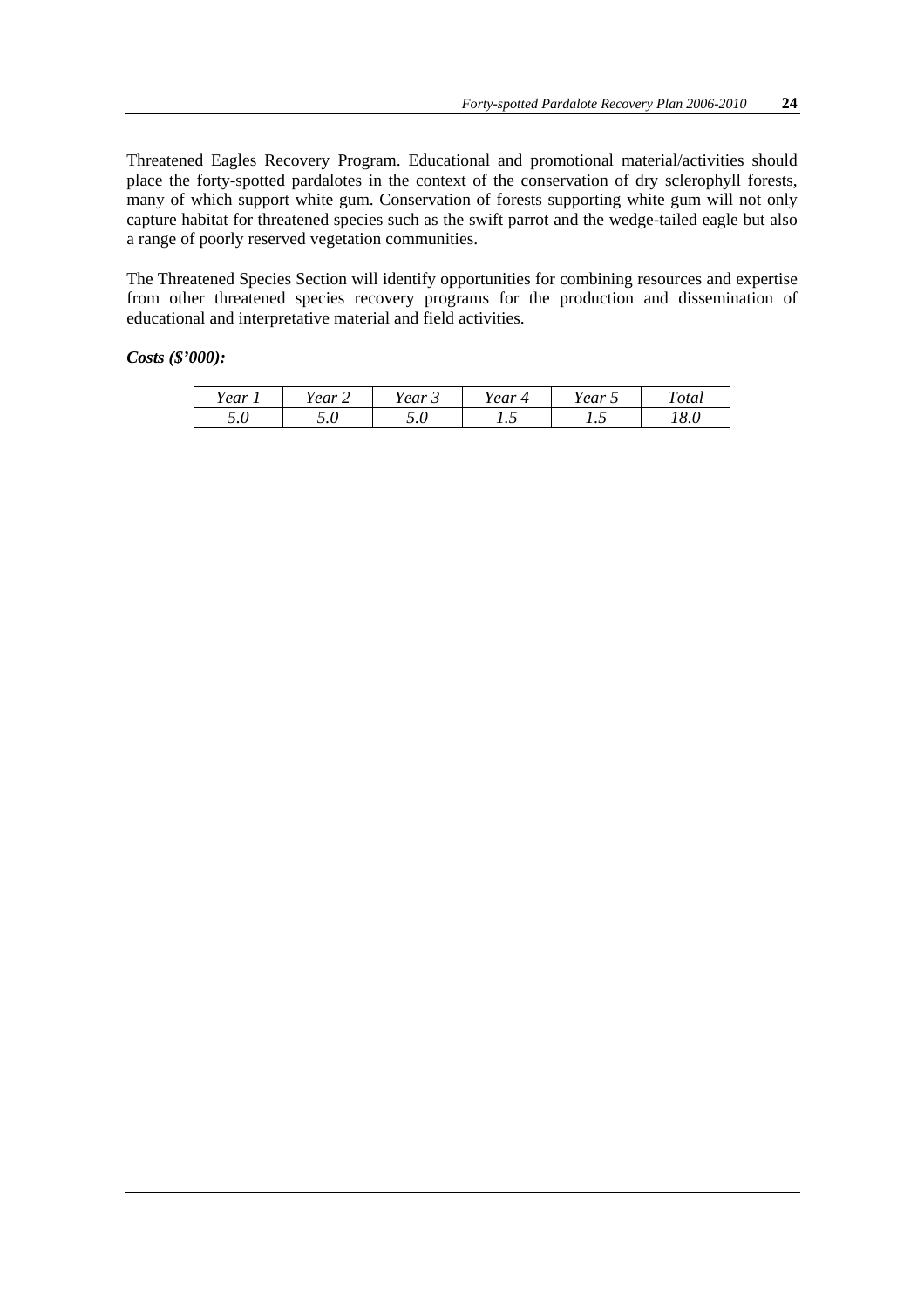Threatened Eagles Recovery Program. Educational and promotional material/activities should place the forty-spotted pardalotes in the context of the conservation of dry sclerophyll forests, many of which support white gum. Conservation of forests supporting white gum will not only capture habitat for threatened species such as the swift parrot and the wedge-tailed eagle but also a range of poorly reserved vegetation communities.

The Threatened Species Section will identify opportunities for combining resources and expertise from other threatened species recovery programs for the production and dissemination of educational and interpretative material and field activities.

***Costs ($'000):***

| *Year 1* | *Year 2* | *Year 3* | *Year 4* | *Year 5* | *Total* |
|---|---|---|---|---|---|
| *5.0* | *5.0* | *5.0* | *1.5* | *1.5* | *18.0* |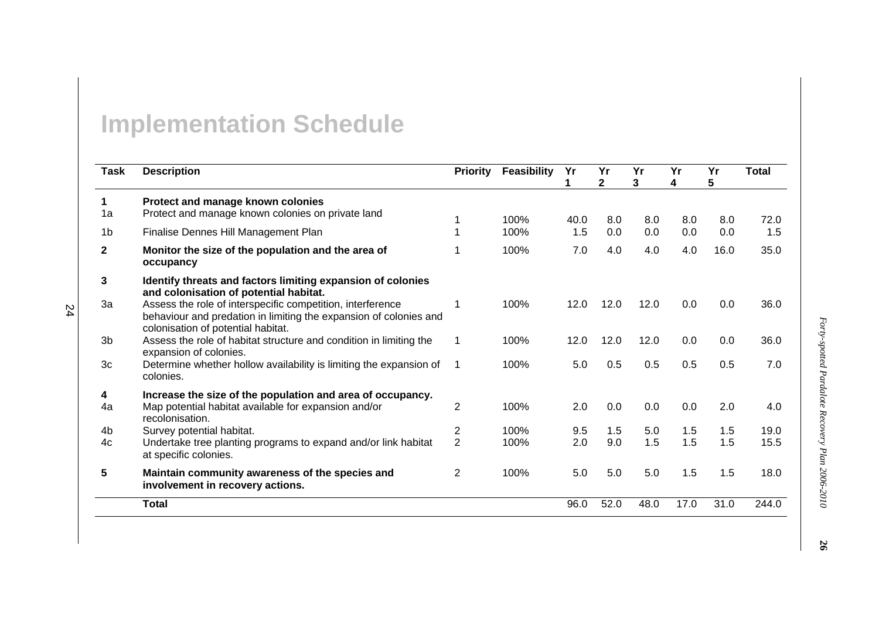# Implementation Schedule

| Task | Description | Priority | Feasibility | Yr 1 | Yr 2 | Yr 3 | Yr 4 | Yr 5 | Total |
|---|---|---|---|---|---|---|---|---|---|
| **1** | **Protect and manage known colonies** | | | | | | | | |
| 1a | Protect and manage known colonies on private land | 1 | 100% | 40.0 | 8.0 | 8.0 | 8.0 | 8.0 | 72.0 |
| 1b | Finalise Dennes Hill Management Plan | 1 | 100% | 1.5 | 0.0 | 0.0 | 0.0 | 0.0 | 1.5 |
| **2** | **Monitor the size of the population and the area of occupancy** | 1 | 100% | 7.0 | 4.0 | 4.0 | 4.0 | 16.0 | 35.0 |
| **3** | **Identify threats and factors limiting expansion of colonies and colonisation of potential habitat.** | | | | | | | | |
| 3a | Assess the role of interspecific competition, interference behaviour and predation in limiting the expansion of colonies and colonisation of potential habitat. | 1 | 100% | 12.0 | 12.0 | 12.0 | 0.0 | 0.0 | 36.0 |
| 3b | Assess the role of habitat structure and condition in limiting the expansion of colonies. | 1 | 100% | 12.0 | 12.0 | 12.0 | 0.0 | 0.0 | 36.0 |
| 3c | Determine whether hollow availability is limiting the expansion of colonies. | 1 | 100% | 5.0 | 0.5 | 0.5 | 0.5 | 0.5 | 7.0 |
| **4** | **Increase the size of the population and area of occupancy.** | | | | | | | | |
| 4a | Map potential habitat available for expansion and/or recolonisation. | 2 | 100% | 2.0 | 0.0 | 0.0 | 0.0 | 2.0 | 4.0 |
| 4b | Survey potential habitat. | 2 | 100% | 9.5 | 1.5 | 5.0 | 1.5 | 1.5 | 19.0 |
| 4c | Undertake tree planting programs to expand and/or link habitat at specific colonies. | 2 | 100% | 2.0 | 9.0 | 1.5 | 1.5 | 1.5 | 15.5 |
| **5** | **Maintain community awareness of the species and involvement in recovery actions.** | 2 | 100% | 5.0 | 5.0 | 5.0 | 1.5 | 1.5 | 18.0 |
| | **Total** | | | 96.0 | 52.0 | 48.0 | 17.0 | 31.0 | 244.0 |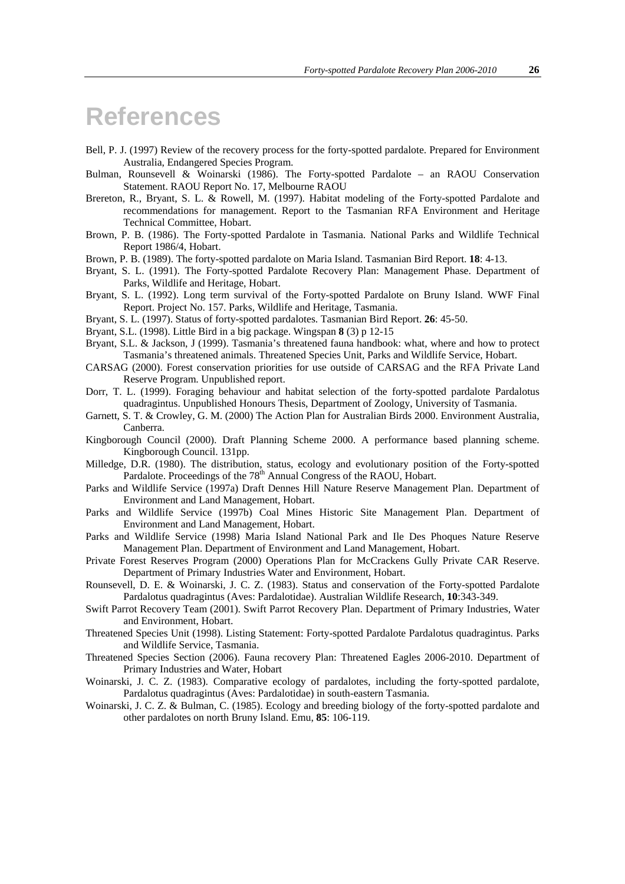# References

Bell, P. J. (1997) Review of the recovery process for the forty-spotted pardalote. Prepared for Environment Australia, Endangered Species Program.

Bulman, Rounsevell & Woinarski (1986). The Forty-spotted Pardalote – an RAOU Conservation Statement. RAOU Report No. 17, Melbourne RAOU

Brereton, R., Bryant, S. L. & Rowell, M. (1997). Habitat modeling of the Forty-spotted Pardalote and recommendations for management. Report to the Tasmanian RFA Environment and Heritage Technical Committee, Hobart.

Brown, P. B. (1986). The Forty-spotted Pardalote in Tasmania. National Parks and Wildlife Technical Report 1986/4, Hobart.

Brown, P. B. (1989). The forty-spotted pardalote on Maria Island. Tasmanian Bird Report. **18**: 4-13.

Bryant, S. L. (1991). The Forty-spotted Pardalote Recovery Plan: Management Phase. Department of Parks, Wildlife and Heritage, Hobart.

Bryant, S. L. (1992). Long term survival of the Forty-spotted Pardalote on Bruny Island. WWF Final Report. Project No. 157. Parks, Wildlife and Heritage, Tasmania.

Bryant, S. L. (1997). Status of forty-spotted pardalotes. Tasmanian Bird Report. **26**: 45-50.

Bryant, S.L. (1998). Little Bird in a big package. Wingspan **8** (3) p 12-15

Bryant, S.L. & Jackson, J (1999). Tasmania's threatened fauna handbook: what, where and how to protect Tasmania's threatened animals. Threatened Species Unit, Parks and Wildlife Service, Hobart.

CARSAG (2000). Forest conservation priorities for use outside of CARSAG and the RFA Private Land Reserve Program. Unpublished report.

Dorr, T. L. (1999). Foraging behaviour and habitat selection of the forty-spotted pardalote Pardalotus quadragintus. Unpublished Honours Thesis, Department of Zoology, University of Tasmania.

Garnett, S. T. & Crowley, G. M. (2000) The Action Plan for Australian Birds 2000. Environment Australia, Canberra.

Kingborough Council (2000). Draft Planning Scheme 2000. A performance based planning scheme. Kingborough Council. 131pp.

Milledge, D.R. (1980). The distribution, status, ecology and evolutionary position of the Forty-spotted Pardalote. Proceedings of the 78th Annual Congress of the RAOU, Hobart.

Parks and Wildlife Service (1997a) Draft Dennes Hill Nature Reserve Management Plan. Department of Environment and Land Management, Hobart.

Parks and Wildlife Service (1997b) Coal Mines Historic Site Management Plan. Department of Environment and Land Management, Hobart.

Parks and Wildlife Service (1998) Maria Island National Park and Ile Des Phoques Nature Reserve Management Plan. Department of Environment and Land Management, Hobart.

Private Forest Reserves Program (2000) Operations Plan for McCrackens Gully Private CAR Reserve. Department of Primary Industries Water and Environment, Hobart.

Rounsevell, D. E. & Woinarski, J. C. Z. (1983). Status and conservation of the Forty-spotted Pardalote Pardalotus quadragintus (Aves: Pardalotidae). Australian Wildlife Research, **10**:343-349.

Swift Parrot Recovery Team (2001). Swift Parrot Recovery Plan. Department of Primary Industries, Water and Environment, Hobart.

Threatened Species Unit (1998). Listing Statement: Forty-spotted Pardalote Pardalotus quadragintus. Parks and Wildlife Service, Tasmania.

Threatened Species Section (2006). Fauna recovery Plan: Threatened Eagles 2006-2010. Department of Primary Industries and Water, Hobart

Woinarski, J. C. Z. (1983). Comparative ecology of pardalotes, including the forty-spotted pardalote, Pardalotus quadragintus (Aves: Pardalotidae) in south-eastern Tasmania.

Woinarski, J. C. Z. & Bulman, C. (1985). Ecology and breeding biology of the forty-spotted pardalote and other pardalotes on north Bruny Island. Emu, **85**: 106-119.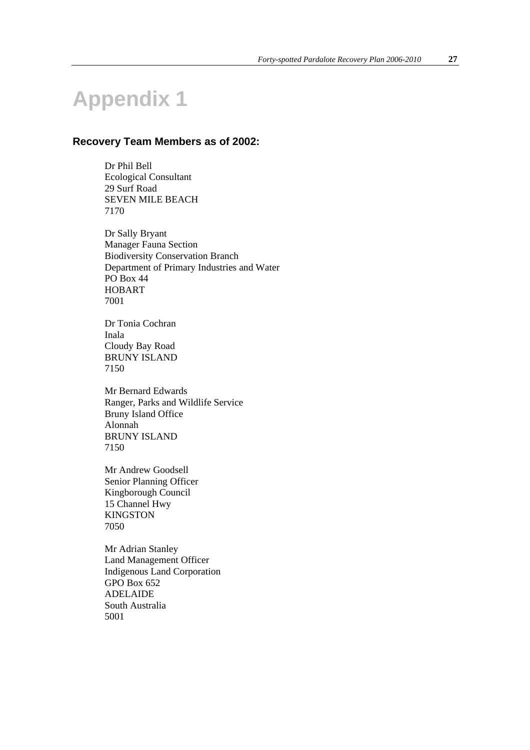# Appendix 1

## Recovery Team Members as of 2002:

Dr Phil Bell
Ecological Consultant
29 Surf Road
SEVEN MILE BEACH
7170

Dr Sally Bryant
Manager Fauna Section
Biodiversity Conservation Branch
Department of Primary Industries and Water
PO Box 44
HOBART
7001

Dr Tonia Cochran
Inala
Cloudy Bay Road
BRUNY ISLAND
7150

Mr Bernard Edwards
Ranger, Parks and Wildlife Service
Bruny Island Office
Alonnah
BRUNY ISLAND
7150

Mr Andrew Goodsell
Senior Planning Officer
Kingborough Council
15 Channel Hwy
KINGSTON
7050

Mr Adrian Stanley
Land Management Officer
Indigenous Land Corporation
GPO Box 652
ADELAIDE
South Australia
5001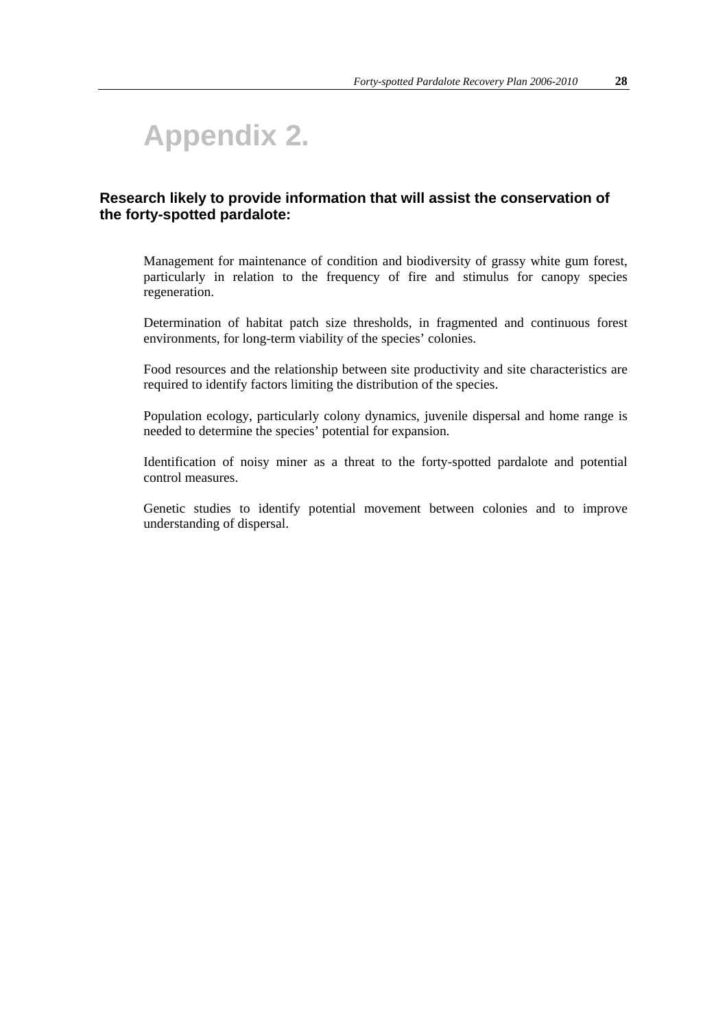# Appendix 2.

### Research likely to provide information that will assist the conservation of the forty-spotted pardalote:

Management for maintenance of condition and biodiversity of grassy white gum forest, particularly in relation to the frequency of fire and stimulus for canopy species regeneration.

Determination of habitat patch size thresholds, in fragmented and continuous forest environments, for long-term viability of the species' colonies.

Food resources and the relationship between site productivity and site characteristics are required to identify factors limiting the distribution of the species.

Population ecology, particularly colony dynamics, juvenile dispersal and home range is needed to determine the species' potential for expansion.

Identification of noisy miner as a threat to the forty-spotted pardalote and potential control measures.

Genetic studies to identify potential movement between colonies and to improve understanding of dispersal.